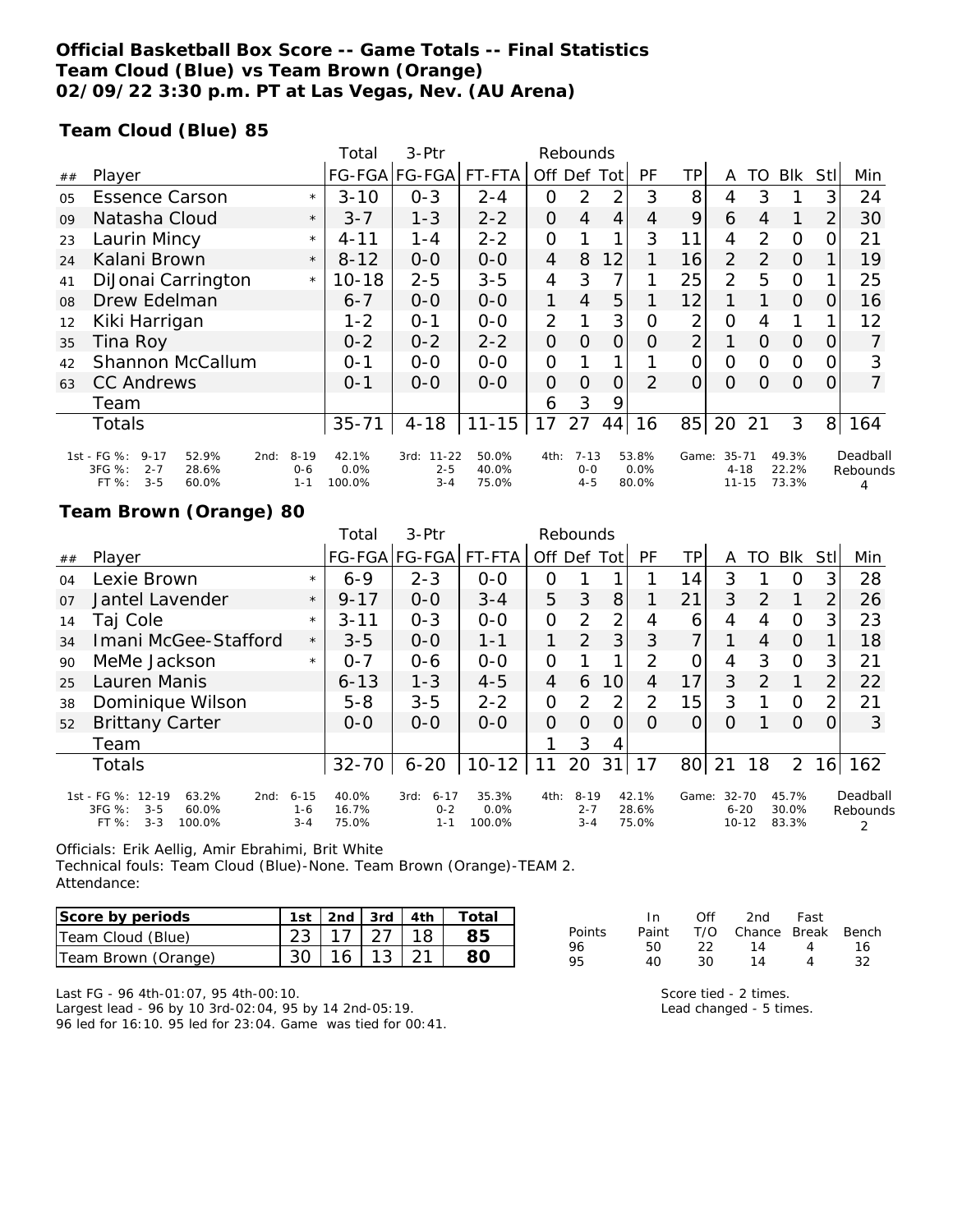# Official Basketball Box Score -- Game Totals -- Final Statistics
## Team Cloud (Blue) vs Team Brown (Orange)
## 02/09/22 3:30 p.m. PT at Las Vegas, Nev. (AU Arena)

### Team Cloud (Blue) 85

| ## | Player | | Total FG-FGA | 3-Ptr FG-FGA | FT-FTA | Rebounds Off | Def | Tot | PF | TP | A | TO | Blk | Stl | Min |
|---|---|---|---|---|---|---|---|---|---|---|---|---|---|---|---|
| 05 | Essence Carson | * | 3-10 | 0-3 | 2-4 | 0 | 2 | 2 | 3 | 8 | 4 | 3 | 1 | 3 | 24 |
| 09 | Natasha Cloud | * | 3-7 | 1-3 | 2-2 | 0 | 4 | 4 | 4 | 9 | 6 | 4 | 1 | 2 | 30 |
| 23 | Laurin Mincy | * | 4-11 | 1-4 | 2-2 | 0 | 1 | 1 | 3 | 11 | 4 | 2 | 0 | 0 | 21 |
| 24 | Kalani Brown | * | 8-12 | 0-0 | 0-0 | 4 | 8 | 12 | 1 | 16 | 2 | 2 | 0 | 1 | 19 |
| 41 | DiJonai Carrington | * | 10-18 | 2-5 | 3-5 | 4 | 3 | 7 | 1 | 25 | 2 | 5 | 0 | 1 | 25 |
| 08 | Drew Edelman | | 6-7 | 0-0 | 0-0 | 1 | 4 | 5 | 1 | 12 | 1 | 1 | 0 | 0 | 16 |
| 12 | Kiki Harrigan | | 1-2 | 0-1 | 0-0 | 2 | 1 | 3 | 0 | 2 | 0 | 4 | 1 | 1 | 12 |
| 35 | Tina Roy | | 0-2 | 0-2 | 2-2 | 0 | 0 | 0 | 0 | 2 | 1 | 0 | 0 | 0 | 7 |
| 42 | Shannon McCallum | | 0-1 | 0-0 | 0-0 | 0 | 1 | 1 | 1 | 0 | 0 | 0 | 0 | 0 | 3 |
| 63 | CC Andrews | | 0-1 | 0-0 | 0-0 | 0 | 0 | 0 | 2 | 0 | 0 | 0 | 0 | 0 | 7 |
| | Team | | | | | 6 | 3 | 9 | | | | | | | |
| | Totals | | 35-71 | 4-18 | 11-15 | 17 | 27 | 44 | 16 | 85 | 20 | 21 | 3 | 8 | 164 |

| | 1st | | 2nd | | 3rd | | 4th | | Game | | Deadball Rebounds |
|---|---|---|---|---|---|---|---|---|---|---|---|
| FG % | 9-17 | 52.9% | 8-19 | 42.1% | 11-22 | 50.0% | 7-13 | 53.8% | 35-71 | 49.3% | 4 |
| 3FG % | 2-7 | 28.6% | 0-6 | 0.0% | 2-5 | 40.0% | 0-0 | 0.0% | 4-18 | 22.2% | |
| FT % | 3-5 | 60.0% | 1-1 | 100.0% | 3-4 | 75.0% | 4-5 | 80.0% | 11-15 | 73.3% | |

### Team Brown (Orange) 80

| ## | Player | | Total FG-FGA | 3-Ptr FG-FGA | FT-FTA | Rebounds Off | Def | Tot | PF | TP | A | TO | Blk | Stl | Min |
|---|---|---|---|---|---|---|---|---|---|---|---|---|---|---|---|
| 04 | Lexie Brown | * | 6-9 | 2-3 | 0-0 | 0 | 1 | 1 | 1 | 14 | 3 | 1 | 0 | 3 | 28 |
| 07 | Jantel Lavender | * | 9-17 | 0-0 | 3-4 | 5 | 3 | 8 | 1 | 21 | 3 | 2 | 1 | 2 | 26 |
| 14 | Taj Cole | * | 3-11 | 0-3 | 0-0 | 0 | 2 | 2 | 4 | 6 | 4 | 4 | 0 | 3 | 23 |
| 34 | Imani McGee-Stafford | * | 3-5 | 0-0 | 1-1 | 1 | 2 | 3 | 3 | 7 | 1 | 4 | 0 | 1 | 18 |
| 90 | MeMe Jackson | * | 0-7 | 0-6 | 0-0 | 0 | 1 | 1 | 2 | 0 | 4 | 3 | 0 | 3 | 21 |
| 25 | Lauren Manis | | 6-13 | 1-3 | 4-5 | 4 | 6 | 10 | 4 | 17 | 3 | 2 | 1 | 2 | 22 |
| 38 | Dominique Wilson | | 5-8 | 3-5 | 2-2 | 0 | 2 | 2 | 2 | 15 | 3 | 1 | 0 | 2 | 21 |
| 52 | Brittany Carter | | 0-0 | 0-0 | 0-0 | 0 | 0 | 0 | 0 | 0 | 0 | 1 | 0 | 0 | 3 |
| | Team | | | | | 1 | 3 | 4 | | | | | | | |
| | Totals | | 32-70 | 6-20 | 10-12 | 11 | 20 | 31 | 17 | 80 | 21 | 18 | 2 | 16 | 162 |

| | 1st | | 2nd | | 3rd | | 4th | | Game | | Deadball Rebounds |
|---|---|---|---|---|---|---|---|---|---|---|---|
| FG % | 12-19 | 63.2% | 6-15 | 40.0% | 6-17 | 35.3% | 8-19 | 42.1% | 32-70 | 45.7% | 2 |
| 3FG % | 3-5 | 60.0% | 1-6 | 16.7% | 0-2 | 0.0% | 2-7 | 28.6% | 6-20 | 30.0% | |
| FT % | 3-3 | 100.0% | 3-4 | 75.0% | 1-1 | 100.0% | 3-4 | 75.0% | 10-12 | 83.3% | |

Officials: Erik Aellig, Amir Ebrahimi, Brit White
Technical fouls: Team Cloud (Blue)-None. Team Brown (Orange)-TEAM 2.
Attendance:

| Score by periods | 1st | 2nd | 3rd | 4th | Total |
|---|---|---|---|---|---|
| Team Cloud (Blue) | 23 | 17 | 27 | 18 | 85 |
| Team Brown (Orange) | 30 | 16 | 13 | 21 | 80 |

| Points | In Paint | Off T/O | 2nd Chance | Fast Break | Bench |
|---|---|---|---|---|---|
| 96 | 50 | 22 | 14 | 4 | 16 |
| 95 | 40 | 30 | 14 | 4 | 32 |

Last FG - 96 4th-01:07, 95 4th-00:10.
Largest lead - 96 by 10 3rd-02:04, 95 by 14 2nd-05:19.
96 led for 16:10. 95 led for 23:04. Game was tied for 00:41.

Score tied - 2 times.
Lead changed - 5 times.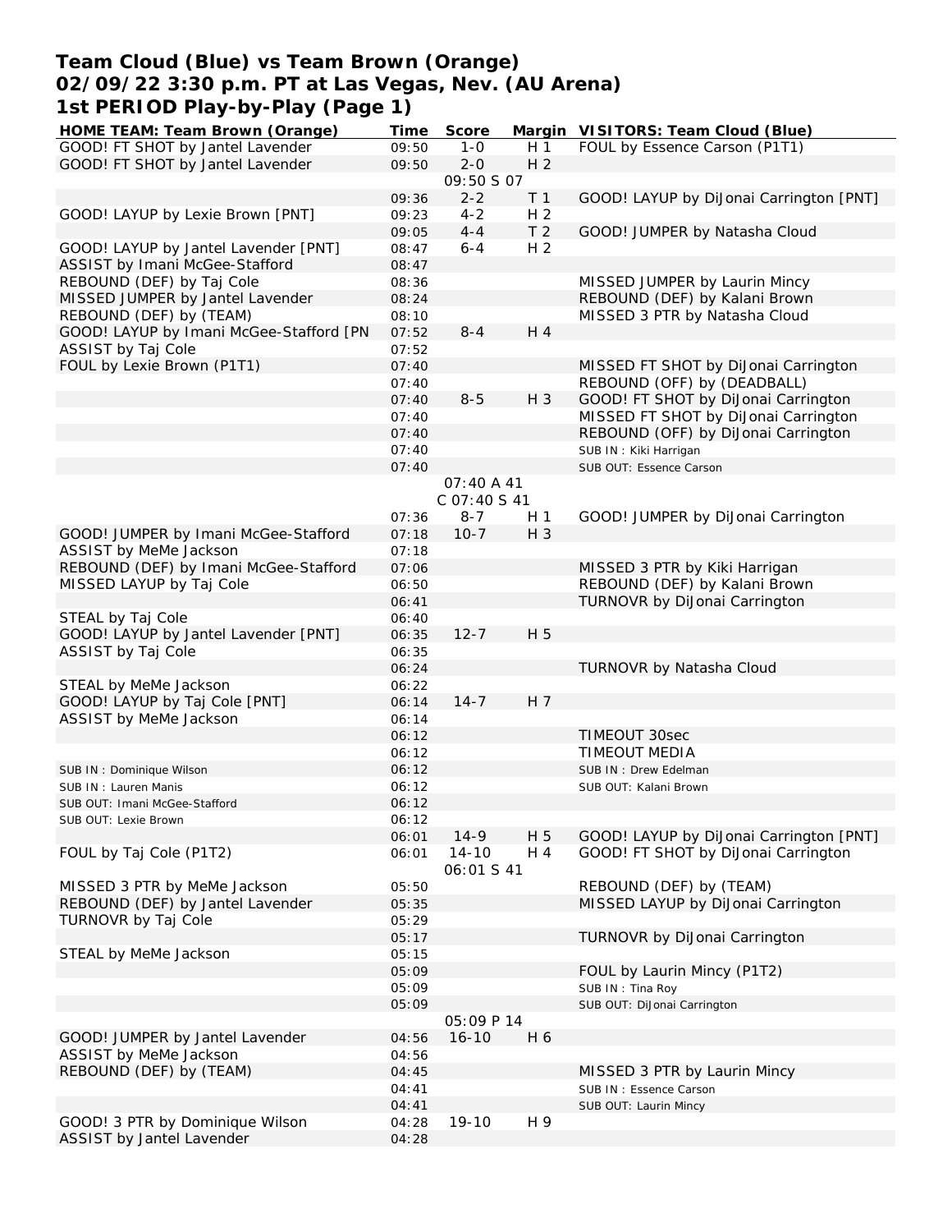# Team Cloud (Blue) vs Team Brown (Orange)
# 02/09/22 3:30 p.m. PT at Las Vegas, Nev. (AU Arena)
# 1st PERIOD Play-by-Play (Page 1)

| HOME TEAM: Team Brown (Orange) | Time | Score | Margin | VISITORS: Team Cloud (Blue) |
|---|---|---|---|---|
| GOOD! FT SHOT by Jantel Lavender | 09:50 | 1-0 | H 1 | FOUL by Essence Carson (P1T1) |
| GOOD! FT SHOT by Jantel Lavender | 09:50 | 2-0 | H 2 | |
| | | 09:50 S 07 | | |
| | 09:36 | 2-2 | T 1 | GOOD! LAYUP by DiJonai Carrington [PNT] |
| GOOD! LAYUP by Lexie Brown [PNT] | 09:23 | 4-2 | H 2 | |
| | 09:05 | 4-4 | T 2 | GOOD! JUMPER by Natasha Cloud |
| GOOD! LAYUP by Jantel Lavender [PNT] | 08:47 | 6-4 | H 2 | |
| ASSIST by Imani McGee-Stafford | 08:47 | | | |
| REBOUND (DEF) by Taj Cole | 08:36 | | | MISSED JUMPER by Laurin Mincy |
| MISSED JUMPER by Jantel Lavender | 08:24 | | | REBOUND (DEF) by Kalani Brown |
| REBOUND (DEF) by (TEAM) | 08:10 | | | MISSED 3 PTR by Natasha Cloud |
| GOOD! LAYUP by Imani McGee-Stafford [PN | 07:52 | 8-4 | H 4 | |
| ASSIST by Taj Cole | 07:52 | | | |
| FOUL by Lexie Brown (P1T1) | 07:40 | | | MISSED FT SHOT by DiJonai Carrington |
| | 07:40 | | | REBOUND (OFF) by (DEADBALL) |
| | 07:40 | 8-5 | H 3 | GOOD! FT SHOT by DiJonai Carrington |
| | 07:40 | | | MISSED FT SHOT by DiJonai Carrington |
| | 07:40 | | | REBOUND (OFF) by DiJonai Carrington |
| | 07:40 | | | SUB IN : Kiki Harrigan |
| | 07:40 | | | SUB OUT: Essence Carson |
| | | 07:40 A 41 | | |
| | | C 07:40 S 41 | | |
| | 07:36 | 8-7 | H 1 | GOOD! JUMPER by DiJonai Carrington |
| GOOD! JUMPER by Imani McGee-Stafford | 07:18 | 10-7 | H 3 | |
| ASSIST by MeMe Jackson | 07:18 | | | |
| REBOUND (DEF) by Imani McGee-Stafford | 07:06 | | | MISSED 3 PTR by Kiki Harrigan |
| MISSED LAYUP by Taj Cole | 06:50 | | | REBOUND (DEF) by Kalani Brown |
| | 06:41 | | | TURNOVR by DiJonai Carrington |
| STEAL by Taj Cole | 06:40 | | | |
| GOOD! LAYUP by Jantel Lavender [PNT] | 06:35 | 12-7 | H 5 | |
| ASSIST by Taj Cole | 06:35 | | | |
| | 06:24 | | | TURNOVR by Natasha Cloud |
| STEAL by MeMe Jackson | 06:22 | | | |
| GOOD! LAYUP by Taj Cole [PNT] | 06:14 | 14-7 | H 7 | |
| ASSIST by MeMe Jackson | 06:14 | | | |
| | 06:12 | | | TIMEOUT 30sec |
| | 06:12 | | | TIMEOUT MEDIA |
| SUB IN : Dominique Wilson | 06:12 | | | SUB IN : Drew Edelman |
| SUB IN : Lauren Manis | 06:12 | | | SUB OUT: Kalani Brown |
| SUB OUT: Imani McGee-Stafford | 06:12 | | | |
| SUB OUT: Lexie Brown | 06:12 | | | |
| | 06:01 | 14-9 | H 5 | GOOD! LAYUP by DiJonai Carrington [PNT] |
| FOUL by Taj Cole (P1T2) | 06:01 | 14-10 | H 4 | GOOD! FT SHOT by DiJonai Carrington |
| | | 06:01 S 41 | | |
| MISSED 3 PTR by MeMe Jackson | 05:50 | | | REBOUND (DEF) by (TEAM) |
| REBOUND (DEF) by Jantel Lavender | 05:35 | | | MISSED LAYUP by DiJonai Carrington |
| TURNOVR by Taj Cole | 05:29 | | | |
| | 05:17 | | | TURNOVR by DiJonai Carrington |
| STEAL by MeMe Jackson | 05:15 | | | |
| | 05:09 | | | FOUL by Laurin Mincy (P1T2) |
| | 05:09 | | | SUB IN : Tina Roy |
| | 05:09 | | | SUB OUT: DiJonai Carrington |
| | | 05:09 P 14 | | |
| GOOD! JUMPER by Jantel Lavender | 04:56 | 16-10 | H 6 | |
| ASSIST by MeMe Jackson | 04:56 | | | |
| REBOUND (DEF) by (TEAM) | 04:45 | | | MISSED 3 PTR by Laurin Mincy |
| | 04:41 | | | SUB IN : Essence Carson |
| | 04:41 | | | SUB OUT: Laurin Mincy |
| GOOD! 3 PTR by Dominique Wilson | 04:28 | 19-10 | H 9 | |
| ASSIST by Jantel Lavender | 04:28 | | | |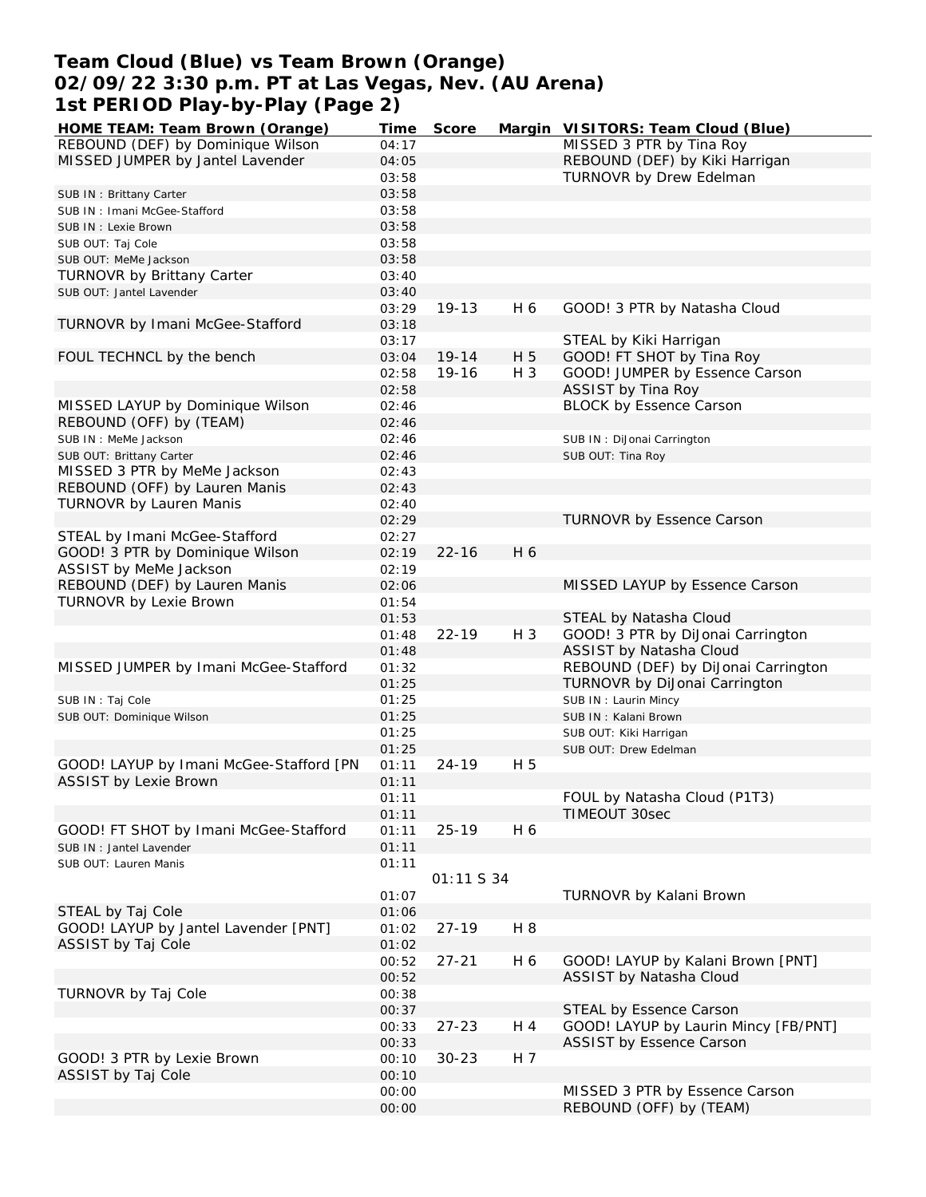# Team Cloud (Blue) vs Team Brown (Orange)
# 02/09/22 3:30 p.m. PT at Las Vegas, Nev. (AU Arena)
# 1st PERIOD Play-by-Play (Page 2)

| HOME TEAM: Team Brown (Orange) | Time | Score | Margin | VISITORS: Team Cloud (Blue) |
|---|---|---|---|---|
| REBOUND (DEF) by Dominique Wilson | 04:17 | | | MISSED 3 PTR by Tina Roy |
| MISSED JUMPER by Jantel Lavender | 04:05 | | | REBOUND (DEF) by Kiki Harrigan |
| | 03:58 | | | TURNOVR by Drew Edelman |
| SUB IN : Brittany Carter | 03:58 | | | |
| SUB IN : Imani McGee-Stafford | 03:58 | | | |
| SUB IN : Lexie Brown | 03:58 | | | |
| SUB OUT: Taj Cole | 03:58 | | | |
| SUB OUT: MeMe Jackson | 03:58 | | | |
| TURNOVR by Brittany Carter | 03:40 | | | |
| SUB OUT: Jantel Lavender | 03:40 | | | |
| | 03:29 | 19-13 | H 6 | GOOD! 3 PTR by Natasha Cloud |
| TURNOVR by Imani McGee-Stafford | 03:18 | | | |
| | 03:17 | | | STEAL by Kiki Harrigan |
| FOUL TECHNCL by the bench | 03:04 | 19-14 | H 5 | GOOD! FT SHOT by Tina Roy |
| | 02:58 | 19-16 | H 3 | GOOD! JUMPER by Essence Carson |
| | 02:58 | | | ASSIST by Tina Roy |
| MISSED LAYUP by Dominique Wilson | 02:46 | | | BLOCK by Essence Carson |
| REBOUND (OFF) by (TEAM) | 02:46 | | | |
| SUB IN : MeMe Jackson | 02:46 | | | SUB IN : DiJonai Carrington |
| SUB OUT: Brittany Carter | 02:46 | | | SUB OUT: Tina Roy |
| MISSED 3 PTR by MeMe Jackson | 02:43 | | | |
| REBOUND (OFF) by Lauren Manis | 02:43 | | | |
| TURNOVR by Lauren Manis | 02:40 | | | |
| | 02:29 | | | TURNOVR by Essence Carson |
| STEAL by Imani McGee-Stafford | 02:27 | | | |
| GOOD! 3 PTR by Dominique Wilson | 02:19 | 22-16 | H 6 | |
| ASSIST by MeMe Jackson | 02:19 | | | |
| REBOUND (DEF) by Lauren Manis | 02:06 | | | MISSED LAYUP by Essence Carson |
| TURNOVR by Lexie Brown | 01:54 | | | |
| | 01:53 | | | STEAL by Natasha Cloud |
| | 01:48 | 22-19 | H 3 | GOOD! 3 PTR by DiJonai Carrington |
| | 01:48 | | | ASSIST by Natasha Cloud |
| MISSED JUMPER by Imani McGee-Stafford | 01:32 | | | REBOUND (DEF) by DiJonai Carrington |
| | 01:25 | | | TURNOVR by DiJonai Carrington |
| SUB IN : Taj Cole | 01:25 | | | SUB IN : Laurin Mincy |
| SUB OUT: Dominique Wilson | 01:25 | | | SUB IN : Kalani Brown |
| | 01:25 | | | SUB OUT: Kiki Harrigan |
| | 01:25 | | | SUB OUT: Drew Edelman |
| GOOD! LAYUP by Imani McGee-Stafford [PN | 01:11 | 24-19 | H 5 | |
| ASSIST by Lexie Brown | 01:11 | | | |
| | 01:11 | | | FOUL by Natasha Cloud (P1T3) |
| | 01:11 | | | TIMEOUT 30sec |
| GOOD! FT SHOT by Imani McGee-Stafford | 01:11 | 25-19 | H 6 | |
| SUB IN : Jantel Lavender | 01:11 | | | |
| SUB OUT: Lauren Manis | 01:11 | | | |
| | | 01:11 S 34 | | |
| | 01:07 | | | TURNOVR by Kalani Brown |
| STEAL by Taj Cole | 01:06 | | | |
| GOOD! LAYUP by Jantel Lavender [PNT] | 01:02 | 27-19 | H 8 | |
| ASSIST by Taj Cole | 01:02 | | | |
| | 00:52 | 27-21 | H 6 | GOOD! LAYUP by Kalani Brown [PNT] |
| | 00:52 | | | ASSIST by Natasha Cloud |
| TURNOVR by Taj Cole | 00:38 | | | |
| | 00:37 | | | STEAL by Essence Carson |
| | 00:33 | 27-23 | H 4 | GOOD! LAYUP by Laurin Mincy [FB/PNT] |
| | 00:33 | | | ASSIST by Essence Carson |
| GOOD! 3 PTR by Lexie Brown | 00:10 | 30-23 | H 7 | |
| ASSIST by Taj Cole | 00:10 | | | |
| | 00:00 | | | MISSED 3 PTR by Essence Carson |
| | 00:00 | | | REBOUND (OFF) by (TEAM) |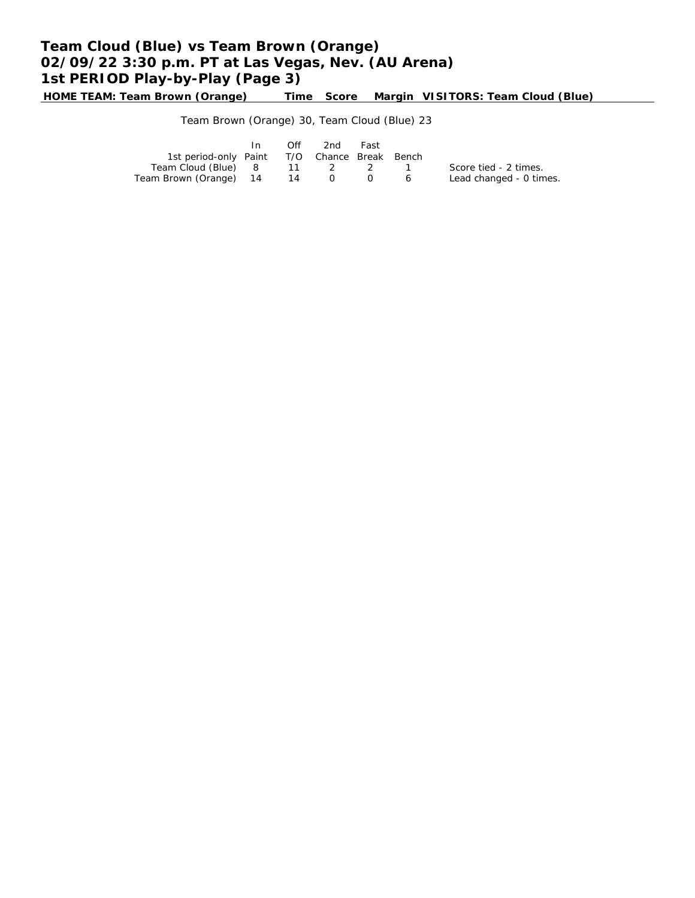# Team Cloud (Blue) vs Team Brown (Orange)
## 02/09/22 3:30 p.m. PT at Las Vegas, Nev. (AU Arena)
## 1st PERIOD Play-by-Play (Page 3)

| HOME TEAM: Team Brown (Orange) | Time | Score | Margin | VISITORS: Team Cloud (Blue) |
|---|---|---|---|---|

Team Brown (Orange) 30, Team Cloud (Blue) 23

| 1st period-only | In Paint | Off T/O | 2nd Chance | Fast Break | Bench | |
|---|---|---|---|---|---|---|
| Team Cloud (Blue) | 8 | 11 | 2 | 2 | 1 | Score tied - 2 times. |
| Team Brown (Orange) | 14 | 14 | 0 | 0 | 6 | Lead changed - 0 times. |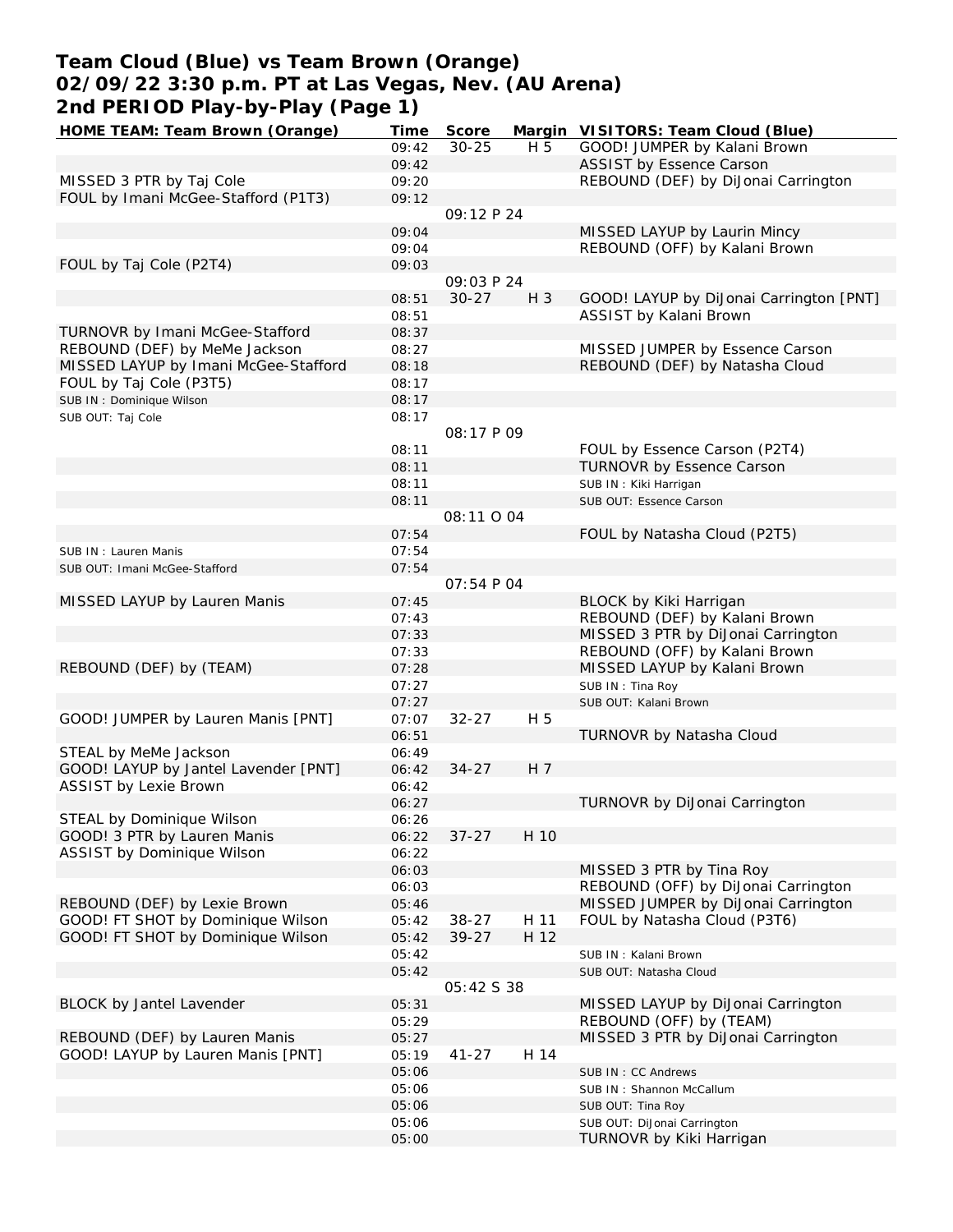# Team Cloud (Blue) vs Team Brown (Orange)
## 02/09/22 3:30 p.m. PT at Las Vegas, Nev. (AU Arena)
## 2nd PERIOD Play-by-Play (Page 1)

| HOME TEAM: Team Brown (Orange) | Time | Score | Margin | VISITORS: Team Cloud (Blue) |
|---|---|---|---|---|
| | 09:42 | 30-25 | H 5 | GOOD! JUMPER by Kalani Brown |
| | 09:42 | | | ASSIST by Essence Carson |
| MISSED 3 PTR by Taj Cole | 09:20 | | | REBOUND (DEF) by DiJonai Carrington |
| FOUL by Imani McGee-Stafford (P1T3) | 09:12 | | | |
| | | 09:12 P 24 | | |
| | 09:04 | | | MISSED LAYUP by Laurin Mincy |
| | 09:04 | | | REBOUND (OFF) by Kalani Brown |
| FOUL by Taj Cole (P2T4) | 09:03 | | | |
| | | 09:03 P 24 | | |
| | 08:51 | 30-27 | H 3 | GOOD! LAYUP by DiJonai Carrington [PNT] |
| | 08:51 | | | ASSIST by Kalani Brown |
| TURNOVR by Imani McGee-Stafford | 08:37 | | | |
| REBOUND (DEF) by MeMe Jackson | 08:27 | | | MISSED JUMPER by Essence Carson |
| MISSED LAYUP by Imani McGee-Stafford | 08:18 | | | REBOUND (DEF) by Natasha Cloud |
| FOUL by Taj Cole (P3T5) | 08:17 | | | |
| SUB IN : Dominique Wilson | 08:17 | | | |
| SUB OUT: Taj Cole | 08:17 | | | |
| | | 08:17 P 09 | | |
| | 08:11 | | | FOUL by Essence Carson (P2T4) |
| | 08:11 | | | TURNOVR by Essence Carson |
| | 08:11 | | | SUB IN : Kiki Harrigan |
| | 08:11 | | | SUB OUT: Essence Carson |
| | | 08:11 O 04 | | |
| | 07:54 | | | FOUL by Natasha Cloud (P2T5) |
| SUB IN : Lauren Manis | 07:54 | | | |
| SUB OUT: Imani McGee-Stafford | 07:54 | | | |
| | | 07:54 P 04 | | |
| MISSED LAYUP by Lauren Manis | 07:45 | | | BLOCK by Kiki Harrigan |
| | 07:43 | | | REBOUND (DEF) by Kalani Brown |
| | 07:33 | | | MISSED 3 PTR by DiJonai Carrington |
| | 07:33 | | | REBOUND (OFF) by Kalani Brown |
| REBOUND (DEF) by (TEAM) | 07:28 | | | MISSED LAYUP by Kalani Brown |
| | 07:27 | | | SUB IN : Tina Roy |
| | 07:27 | | | SUB OUT: Kalani Brown |
| GOOD! JUMPER by Lauren Manis [PNT] | 07:07 | 32-27 | H 5 | |
| | 06:51 | | | TURNOVR by Natasha Cloud |
| STEAL by MeMe Jackson | 06:49 | | | |
| GOOD! LAYUP by Jantel Lavender [PNT] | 06:42 | 34-27 | H 7 | |
| ASSIST by Lexie Brown | 06:42 | | | |
| | 06:27 | | | TURNOVR by DiJonai Carrington |
| STEAL by Dominique Wilson | 06:26 | | | |
| GOOD! 3 PTR by Lauren Manis | 06:22 | 37-27 | H 10 | |
| ASSIST by Dominique Wilson | 06:22 | | | |
| | 06:03 | | | MISSED 3 PTR by Tina Roy |
| | 06:03 | | | REBOUND (OFF) by DiJonai Carrington |
| REBOUND (DEF) by Lexie Brown | 05:46 | | | MISSED JUMPER by DiJonai Carrington |
| GOOD! FT SHOT by Dominique Wilson | 05:42 | 38-27 | H 11 | FOUL by Natasha Cloud (P3T6) |
| GOOD! FT SHOT by Dominique Wilson | 05:42 | 39-27 | H 12 | |
| | 05:42 | | | SUB IN : Kalani Brown |
| | 05:42 | | | SUB OUT: Natasha Cloud |
| | | 05:42 S 38 | | |
| BLOCK by Jantel Lavender | 05:31 | | | MISSED LAYUP by DiJonai Carrington |
| | 05:29 | | | REBOUND (OFF) by (TEAM) |
| REBOUND (DEF) by Lauren Manis | 05:27 | | | MISSED 3 PTR by DiJonai Carrington |
| GOOD! LAYUP by Lauren Manis [PNT] | 05:19 | 41-27 | H 14 | |
| | 05:06 | | | SUB IN : CC Andrews |
| | 05:06 | | | SUB IN : Shannon McCallum |
| | 05:06 | | | SUB OUT: Tina Roy |
| | 05:06 | | | SUB OUT: DiJonai Carrington |
| | 05:00 | | | TURNOVR by Kiki Harrigan |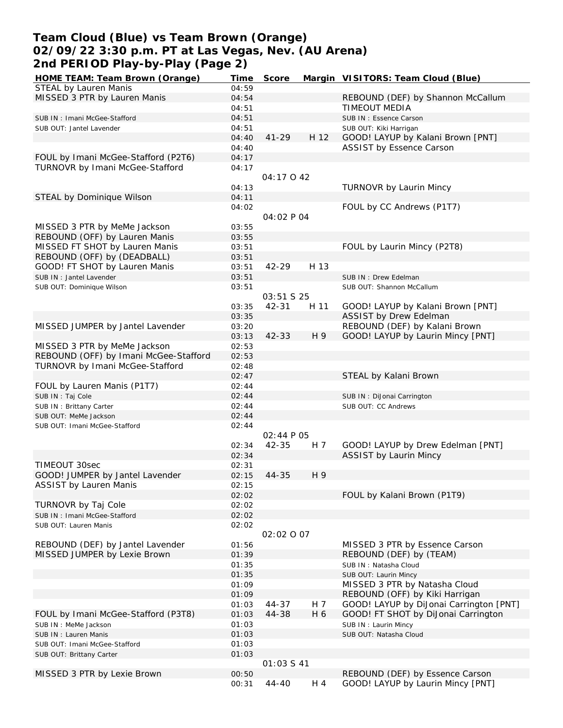# Team Cloud (Blue) vs Team Brown (Orange)
## 02/09/22 3:30 p.m. PT at Las Vegas, Nev. (AU Arena)
## 2nd PERIOD Play-by-Play (Page 2)

| HOME TEAM: Team Brown (Orange) | Time | Score | Margin | VISITORS: Team Cloud (Blue) |
|---|---|---|---|---|
| STEAL by Lauren Manis | 04:59 | | | |
| MISSED 3 PTR by Lauren Manis | 04:54 | | | REBOUND (DEF) by Shannon McCallum |
| | 04:51 | | | TIMEOUT MEDIA |
| SUB IN : Imani McGee-Stafford | 04:51 | | | SUB IN : Essence Carson |
| SUB OUT: Jantel Lavender | 04:51 | | | SUB OUT: Kiki Harrigan |
| | 04:40 | 41-29 | H 12 | GOOD! LAYUP by Kalani Brown [PNT] |
| | 04:40 | | | ASSIST by Essence Carson |
| FOUL by Imani McGee-Stafford (P2T6) | 04:17 | | | |
| TURNOVR by Imani McGee-Stafford | 04:17 | | | |
| | | 04:17 O 42 | | |
| | 04:13 | | | TURNOVR by Laurin Mincy |
| STEAL by Dominique Wilson | 04:11 | | | |
| | 04:02 | | | FOUL by CC Andrews (P1T7) |
| | | 04:02 P 04 | | |
| MISSED 3 PTR by MeMe Jackson | 03:55 | | | |
| REBOUND (OFF) by Lauren Manis | 03:55 | | | |
| MISSED FT SHOT by Lauren Manis | 03:51 | | | FOUL by Laurin Mincy (P2T8) |
| REBOUND (OFF) by (DEADBALL) | 03:51 | | | |
| GOOD! FT SHOT by Lauren Manis | 03:51 | 42-29 | H 13 | |
| SUB IN : Jantel Lavender | 03:51 | | | SUB IN : Drew Edelman |
| SUB OUT: Dominique Wilson | 03:51 | | | SUB OUT: Shannon McCallum |
| | | 03:51 S 25 | | |
| | 03:35 | 42-31 | H 11 | GOOD! LAYUP by Kalani Brown [PNT] |
| | 03:35 | | | ASSIST by Drew Edelman |
| MISSED JUMPER by Jantel Lavender | 03:20 | | | REBOUND (DEF) by Kalani Brown |
| | 03:13 | 42-33 | H 9 | GOOD! LAYUP by Laurin Mincy [PNT] |
| MISSED 3 PTR by MeMe Jackson | 02:53 | | | |
| REBOUND (OFF) by Imani McGee-Stafford | 02:53 | | | |
| TURNOVR by Imani McGee-Stafford | 02:48 | | | |
| | 02:47 | | | STEAL by Kalani Brown |
| FOUL by Lauren Manis (P1T7) | 02:44 | | | |
| SUB IN : Taj Cole | 02:44 | | | SUB IN : DiJonai Carrington |
| SUB IN : Brittany Carter | 02:44 | | | SUB OUT: CC Andrews |
| SUB OUT: MeMe Jackson | 02:44 | | | |
| SUB OUT: Imani McGee-Stafford | 02:44 | | | |
| | | 02:44 P 05 | | |
| | 02:34 | 42-35 | H 7 | GOOD! LAYUP by Drew Edelman [PNT] |
| | 02:34 | | | ASSIST by Laurin Mincy |
| TIMEOUT 30sec | 02:31 | | | |
| GOOD! JUMPER by Jantel Lavender | 02:15 | 44-35 | H 9 | |
| ASSIST by Lauren Manis | 02:15 | | | |
| | 02:02 | | | FOUL by Kalani Brown (P1T9) |
| TURNOVR by Taj Cole | 02:02 | | | |
| SUB IN : Imani McGee-Stafford | 02:02 | | | |
| SUB OUT: Lauren Manis | 02:02 | | | |
| | | 02:02 O 07 | | |
| REBOUND (DEF) by Jantel Lavender | 01:56 | | | MISSED 3 PTR by Essence Carson |
| MISSED JUMPER by Lexie Brown | 01:39 | | | REBOUND (DEF) by (TEAM) |
| | 01:35 | | | SUB IN : Natasha Cloud |
| | 01:35 | | | SUB OUT: Laurin Mincy |
| | 01:09 | | | MISSED 3 PTR by Natasha Cloud |
| | 01:09 | | | REBOUND (OFF) by Kiki Harrigan |
| | 01:03 | 44-37 | H 7 | GOOD! LAYUP by DiJonai Carrington [PNT] |
| FOUL by Imani McGee-Stafford (P3T8) | 01:03 | 44-38 | H 6 | GOOD! FT SHOT by DiJonai Carrington |
| SUB IN : MeMe Jackson | 01:03 | | | SUB IN : Laurin Mincy |
| SUB IN : Lauren Manis | 01:03 | | | SUB OUT: Natasha Cloud |
| SUB OUT: Imani McGee-Stafford | 01:03 | | | |
| SUB OUT: Brittany Carter | 01:03 | | | |
| | | 01:03 S 41 | | |
| MISSED 3 PTR by Lexie Brown | 00:50 | | | REBOUND (DEF) by Essence Carson |
| | 00:31 | 44-40 | H 4 | GOOD! LAYUP by Laurin Mincy [PNT] |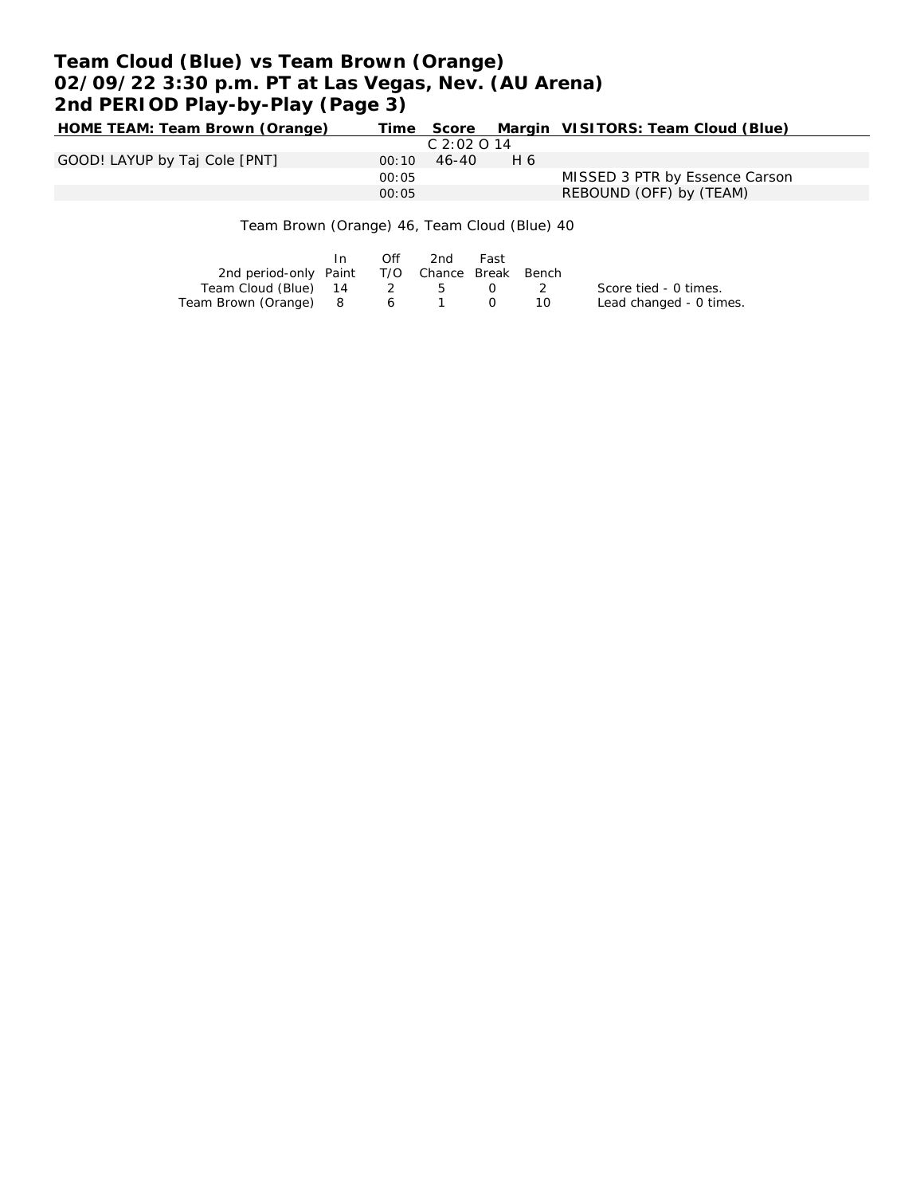# Team Cloud (Blue) vs Team Brown (Orange)
## 02/09/22 3:30 p.m. PT at Las Vegas, Nev. (AU Arena)
## 2nd PERIOD Play-by-Play (Page 3)

| HOME TEAM: Team Brown (Orange) | Time | Score | Margin | VISITORS: Team Cloud (Blue) |
|---|---|---|---|---|
| | | C 2:02 O 14 | | |
| GOOD! LAYUP by Taj Cole [PNT] | 00:10 | 46-40 | H 6 | |
| | 00:05 | | | MISSED 3 PTR by Essence Carson |
| | 00:05 | | | REBOUND (OFF) by (TEAM) |

Team Brown (Orange) 46, Team Cloud (Blue) 40

| 2nd period-only | In Paint | Off T/O | 2nd Chance | Fast Break | Bench | |
|---|---|---|---|---|---|---|
| Team Cloud (Blue) | 14 | 2 | 5 | 0 | 2 | Score tied - 0 times. |
| Team Brown (Orange) | 8 | 6 | 1 | 0 | 10 | Lead changed - 0 times. |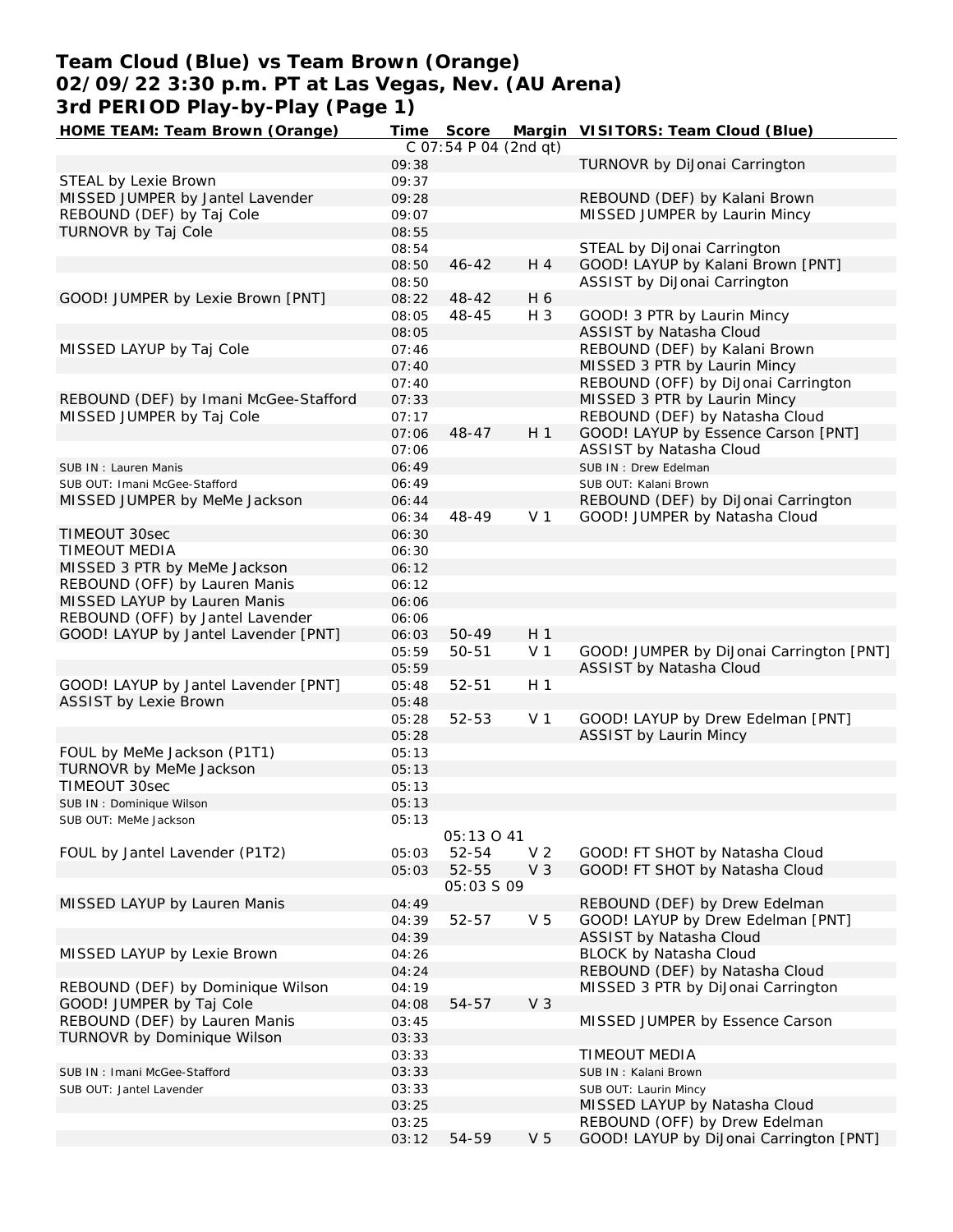# Team Cloud (Blue) vs Team Brown (Orange)
## 02/09/22 3:30 p.m. PT at Las Vegas, Nev. (AU Arena)
### 3rd PERIOD Play-by-Play (Page 1)

| HOME TEAM: Team Brown (Orange) | Time | Score | Margin | VISITORS: Team Cloud (Blue) |
|---|---|---|---|---|
| | | C 07:54 P 04 (2nd qt) | | |
| | 09:38 | | | TURNOVR by DiJonai Carrington |
| STEAL by Lexie Brown | 09:37 | | | |
| MISSED JUMPER by Jantel Lavender | 09:28 | | | REBOUND (DEF) by Kalani Brown |
| REBOUND (DEF) by Taj Cole | 09:07 | | | MISSED JUMPER by Laurin Mincy |
| TURNOVR by Taj Cole | 08:55 | | | |
| | 08:54 | | | STEAL by DiJonai Carrington |
| | 08:50 | 46-42 | H 4 | GOOD! LAYUP by Kalani Brown [PNT] |
| | 08:50 | | | ASSIST by DiJonai Carrington |
| GOOD! JUMPER by Lexie Brown [PNT] | 08:22 | 48-42 | H 6 | |
| | 08:05 | 48-45 | H 3 | GOOD! 3 PTR by Laurin Mincy |
| | 08:05 | | | ASSIST by Natasha Cloud |
| MISSED LAYUP by Taj Cole | 07:46 | | | REBOUND (DEF) by Kalani Brown |
| | 07:40 | | | MISSED 3 PTR by Laurin Mincy |
| | 07:40 | | | REBOUND (OFF) by DiJonai Carrington |
| REBOUND (DEF) by Imani McGee-Stafford | 07:33 | | | MISSED 3 PTR by Laurin Mincy |
| MISSED JUMPER by Taj Cole | 07:17 | | | REBOUND (DEF) by Natasha Cloud |
| | 07:06 | 48-47 | H 1 | GOOD! LAYUP by Essence Carson [PNT] |
| | 07:06 | | | ASSIST by Natasha Cloud |
| SUB IN : Lauren Manis | 06:49 | | | SUB IN : Drew Edelman |
| SUB OUT: Imani McGee-Stafford | 06:49 | | | SUB OUT: Kalani Brown |
| MISSED JUMPER by MeMe Jackson | 06:44 | | | REBOUND (DEF) by DiJonai Carrington |
| | 06:34 | 48-49 | V 1 | GOOD! JUMPER by Natasha Cloud |
| TIMEOUT 30sec | 06:30 | | | |
| TIMEOUT MEDIA | 06:30 | | | |
| MISSED 3 PTR by MeMe Jackson | 06:12 | | | |
| REBOUND (OFF) by Lauren Manis | 06:12 | | | |
| MISSED LAYUP by Lauren Manis | 06:06 | | | |
| REBOUND (OFF) by Jantel Lavender | 06:06 | | | |
| GOOD! LAYUP by Jantel Lavender [PNT] | 06:03 | 50-49 | H 1 | |
| | 05:59 | 50-51 | V 1 | GOOD! JUMPER by DiJonai Carrington [PNT] |
| | 05:59 | | | ASSIST by Natasha Cloud |
| GOOD! LAYUP by Jantel Lavender [PNT] | 05:48 | 52-51 | H 1 | |
| ASSIST by Lexie Brown | 05:48 | | | |
| | 05:28 | 52-53 | V 1 | GOOD! LAYUP by Drew Edelman [PNT] |
| | 05:28 | | | ASSIST by Laurin Mincy |
| FOUL by MeMe Jackson (P1T1) | 05:13 | | | |
| TURNOVR by MeMe Jackson | 05:13 | | | |
| TIMEOUT 30sec | 05:13 | | | |
| SUB IN : Dominique Wilson | 05:13 | | | |
| SUB OUT: MeMe Jackson | 05:13 | | | |
| | | 05:13 O 41 | | |
| FOUL by Jantel Lavender (P1T2) | 05:03 | 52-54 | V 2 | GOOD! FT SHOT by Natasha Cloud |
| | 05:03 | 52-55 | V 3 | GOOD! FT SHOT by Natasha Cloud |
| | | 05:03 S 09 | | |
| MISSED LAYUP by Lauren Manis | 04:49 | | | REBOUND (DEF) by Drew Edelman |
| | 04:39 | 52-57 | V 5 | GOOD! LAYUP by Drew Edelman [PNT] |
| | 04:39 | | | ASSIST by Natasha Cloud |
| MISSED LAYUP by Lexie Brown | 04:26 | | | BLOCK by Natasha Cloud |
| | 04:24 | | | REBOUND (DEF) by Natasha Cloud |
| REBOUND (DEF) by Dominique Wilson | 04:19 | | | MISSED 3 PTR by DiJonai Carrington |
| GOOD! JUMPER by Taj Cole | 04:08 | 54-57 | V 3 | |
| REBOUND (DEF) by Lauren Manis | 03:45 | | | MISSED JUMPER by Essence Carson |
| TURNOVR by Dominique Wilson | 03:33 | | | |
| | 03:33 | | | TIMEOUT MEDIA |
| SUB IN : Imani McGee-Stafford | 03:33 | | | SUB IN : Kalani Brown |
| SUB OUT: Jantel Lavender | 03:33 | | | SUB OUT: Laurin Mincy |
| | 03:25 | | | MISSED LAYUP by Natasha Cloud |
| | 03:25 | | | REBOUND (OFF) by Drew Edelman |
| | 03:12 | 54-59 | V 5 | GOOD! LAYUP by DiJonai Carrington [PNT] |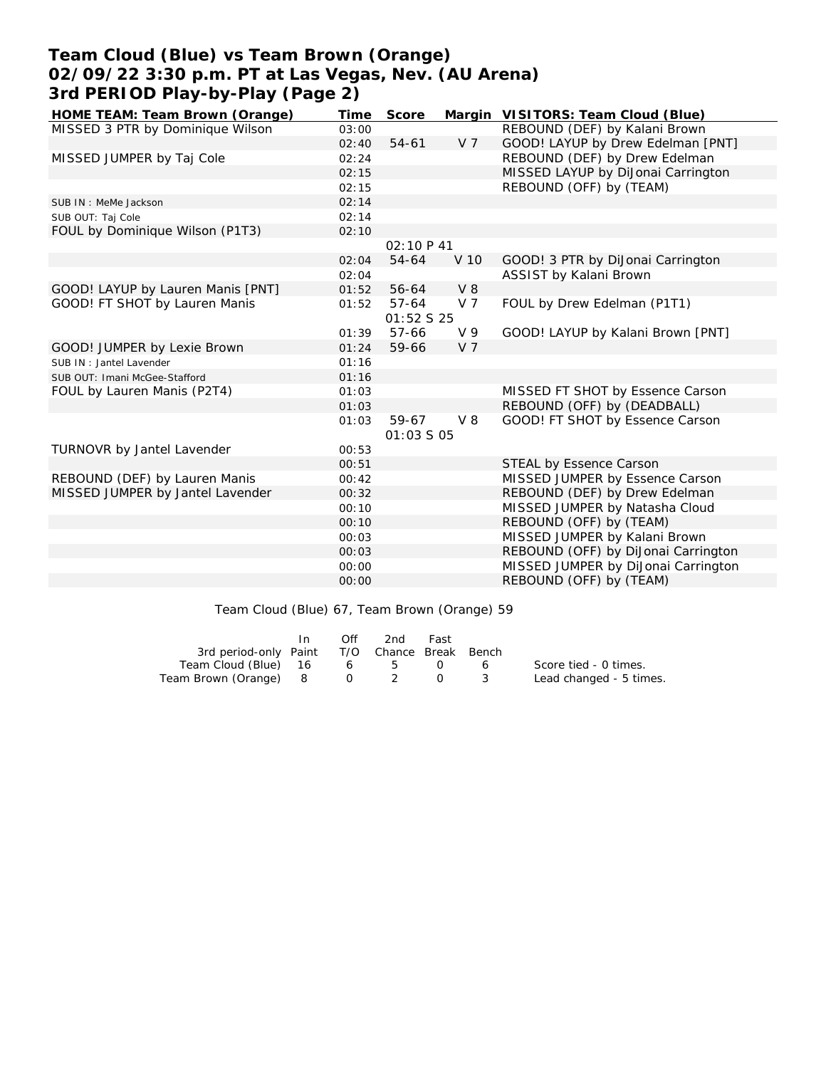# Team Cloud (Blue) vs Team Brown (Orange)
## 02/09/22 3:30 p.m. PT at Las Vegas, Nev. (AU Arena)
## 3rd PERIOD Play-by-Play (Page 2)

| HOME TEAM: Team Brown (Orange) | Time | Score | Margin | VISITORS: Team Cloud (Blue) |
|---|---|---|---|---|
| MISSED 3 PTR by Dominique Wilson | 03:00 | | | REBOUND (DEF) by Kalani Brown |
| | 02:40 | 54-61 | V 7 | GOOD! LAYUP by Drew Edelman [PNT] |
| MISSED JUMPER by Taj Cole | 02:24 | | | REBOUND (DEF) by Drew Edelman |
| | 02:15 | | | MISSED LAYUP by DiJonai Carrington |
| | 02:15 | | | REBOUND (OFF) by (TEAM) |
| SUB IN : MeMe Jackson | 02:14 | | | |
| SUB OUT: Taj Cole | 02:14 | | | |
| FOUL by Dominique Wilson (P1T3) | 02:10 | | | |
| | | 02:10 P 41 | | |
| | 02:04 | 54-64 | V 10 | GOOD! 3 PTR by DiJonai Carrington |
| | 02:04 | | | ASSIST by Kalani Brown |
| GOOD! LAYUP by Lauren Manis [PNT] | 01:52 | 56-64 | V 8 | |
| GOOD! FT SHOT by Lauren Manis | 01:52 | 57-64 | V 7 | FOUL by Drew Edelman (P1T1) |
| | | 01:52 S 25 | | |
| | 01:39 | 57-66 | V 9 | GOOD! LAYUP by Kalani Brown [PNT] |
| GOOD! JUMPER by Lexie Brown | 01:24 | 59-66 | V 7 | |
| SUB IN : Jantel Lavender | 01:16 | | | |
| SUB OUT: Imani McGee-Stafford | 01:16 | | | |
| FOUL by Lauren Manis (P2T4) | 01:03 | | | MISSED FT SHOT by Essence Carson |
| | 01:03 | | | REBOUND (OFF) by (DEADBALL) |
| | 01:03 | 59-67 | V 8 | GOOD! FT SHOT by Essence Carson |
| | | 01:03 S 05 | | |
| TURNOVR by Jantel Lavender | 00:53 | | | |
| | 00:51 | | | STEAL by Essence Carson |
| REBOUND (DEF) by Lauren Manis | 00:42 | | | MISSED JUMPER by Essence Carson |
| MISSED JUMPER by Jantel Lavender | 00:32 | | | REBOUND (DEF) by Drew Edelman |
| | 00:10 | | | MISSED JUMPER by Natasha Cloud |
| | 00:10 | | | REBOUND (OFF) by (TEAM) |
| | 00:03 | | | MISSED JUMPER by Kalani Brown |
| | 00:03 | | | REBOUND (OFF) by DiJonai Carrington |
| | 00:00 | | | MISSED JUMPER by DiJonai Carrington |
| | 00:00 | | | REBOUND (OFF) by (TEAM) |

Team Cloud (Blue) 67, Team Brown (Orange) 59

| 3rd period-only | In Paint | Off T/O | 2nd Chance | Fast Break | Bench |
|---|---|---|---|---|---|
| Team Cloud (Blue) | 16 | 6 | 5 | 0 | 6 |
| Team Brown (Orange) | 8 | 0 | 2 | 0 | 3 |

Score tied - 0 times.
Lead changed - 5 times.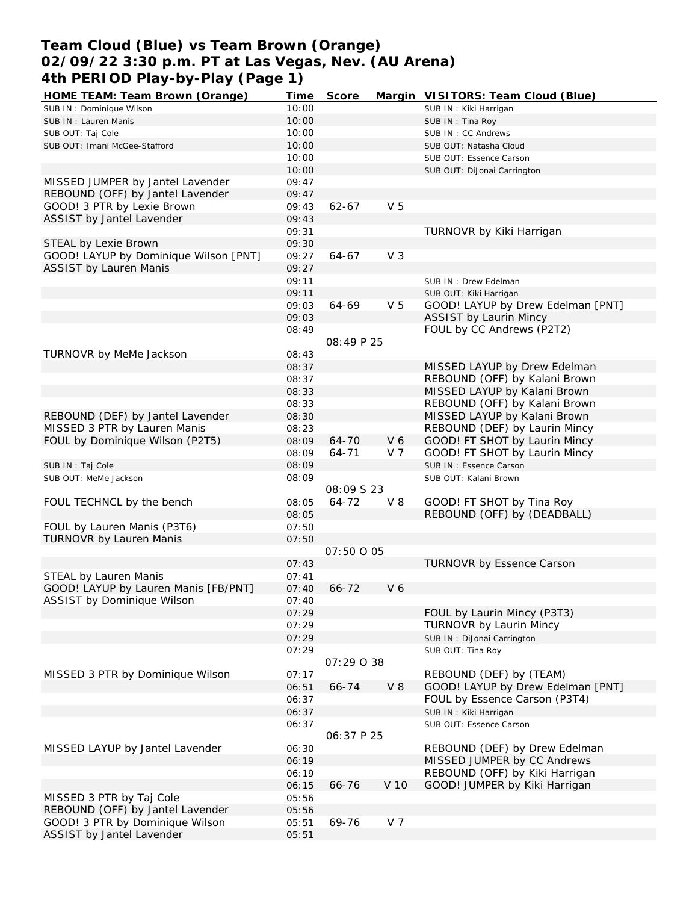# Team Cloud (Blue) vs Team Brown (Orange)
## 02/09/22 3:30 p.m. PT at Las Vegas, Nev. (AU Arena)
## 4th PERIOD Play-by-Play (Page 1)

| HOME TEAM: Team Brown (Orange) | Time | Score | Margin | VISITORS: Team Cloud (Blue) |
|---|---|---|---|---|
| SUB IN : Dominique Wilson | 10:00 | | | SUB IN : Kiki Harrigan |
| SUB IN : Lauren Manis | 10:00 | | | SUB IN : Tina Roy |
| SUB OUT: Taj Cole | 10:00 | | | SUB IN : CC Andrews |
| SUB OUT: Imani McGee-Stafford | 10:00 | | | SUB OUT: Natasha Cloud |
| | 10:00 | | | SUB OUT: Essence Carson |
| | 10:00 | | | SUB OUT: DiJonai Carrington |
| MISSED JUMPER by Jantel Lavender | 09:47 | | | |
| REBOUND (OFF) by Jantel Lavender | 09:47 | | | |
| GOOD! 3 PTR by Lexie Brown | 09:43 | 62-67 | V 5 | |
| ASSIST by Jantel Lavender | 09:43 | | | |
| | 09:31 | | | TURNOVR by Kiki Harrigan |
| STEAL by Lexie Brown | 09:30 | | | |
| GOOD! LAYUP by Dominique Wilson [PNT] | 09:27 | 64-67 | V 3 | |
| ASSIST by Lauren Manis | 09:27 | | | |
| | 09:11 | | | SUB IN : Drew Edelman |
| | 09:11 | | | SUB OUT: Kiki Harrigan |
| | 09:03 | 64-69 | V 5 | GOOD! LAYUP by Drew Edelman [PNT] |
| | 09:03 | | | ASSIST by Laurin Mincy |
| | 08:49 | | | FOUL by CC Andrews (P2T2) |
| | | 08:49 P 25 | | |
| TURNOVR by MeMe Jackson | 08:43 | | | |
| | 08:37 | | | MISSED LAYUP by Drew Edelman |
| | 08:37 | | | REBOUND (OFF) by Kalani Brown |
| | 08:33 | | | MISSED LAYUP by Kalani Brown |
| | 08:33 | | | REBOUND (OFF) by Kalani Brown |
| REBOUND (DEF) by Jantel Lavender | 08:30 | | | MISSED LAYUP by Kalani Brown |
| MISSED 3 PTR by Lauren Manis | 08:23 | | | REBOUND (DEF) by Laurin Mincy |
| FOUL by Dominique Wilson (P2T5) | 08:09 | 64-70 | V 6 | GOOD! FT SHOT by Laurin Mincy |
| | 08:09 | 64-71 | V 7 | GOOD! FT SHOT by Laurin Mincy |
| SUB IN : Taj Cole | 08:09 | | | SUB IN : Essence Carson |
| SUB OUT: MeMe Jackson | 08:09 | | | SUB OUT: Kalani Brown |
| | | 08:09 S 23 | | |
| FOUL TECHNCL by the bench | 08:05 | 64-72 | V 8 | GOOD! FT SHOT by Tina Roy |
| | 08:05 | | | REBOUND (OFF) by (DEADBALL) |
| FOUL by Lauren Manis (P3T6) | 07:50 | | | |
| TURNOVR by Lauren Manis | 07:50 | | | |
| | | 07:50 O 05 | | |
| | 07:43 | | | TURNOVR by Essence Carson |
| STEAL by Lauren Manis | 07:41 | | | |
| GOOD! LAYUP by Lauren Manis [FB/PNT] | 07:40 | 66-72 | V 6 | |
| ASSIST by Dominique Wilson | 07:40 | | | |
| | 07:29 | | | FOUL by Laurin Mincy (P3T3) |
| | 07:29 | | | TURNOVR by Laurin Mincy |
| | 07:29 | | | SUB IN : DiJonai Carrington |
| | 07:29 | | | SUB OUT: Tina Roy |
| | | 07:29 O 38 | | |
| MISSED 3 PTR by Dominique Wilson | 07:17 | | | REBOUND (DEF) by (TEAM) |
| | 06:51 | 66-74 | V 8 | GOOD! LAYUP by Drew Edelman [PNT] |
| | 06:37 | | | FOUL by Essence Carson (P3T4) |
| | 06:37 | | | SUB IN : Kiki Harrigan |
| | 06:37 | | | SUB OUT: Essence Carson |
| | | 06:37 P 25 | | |
| MISSED LAYUP by Jantel Lavender | 06:30 | | | REBOUND (DEF) by Drew Edelman |
| | 06:19 | | | MISSED JUMPER by CC Andrews |
| | 06:19 | | | REBOUND (OFF) by Kiki Harrigan |
| | 06:15 | 66-76 | V 10 | GOOD! JUMPER by Kiki Harrigan |
| MISSED 3 PTR by Taj Cole | 05:56 | | | |
| REBOUND (OFF) by Jantel Lavender | 05:56 | | | |
| GOOD! 3 PTR by Dominique Wilson | 05:51 | 69-76 | V 7 | |
| ASSIST by Jantel Lavender | 05:51 | | | |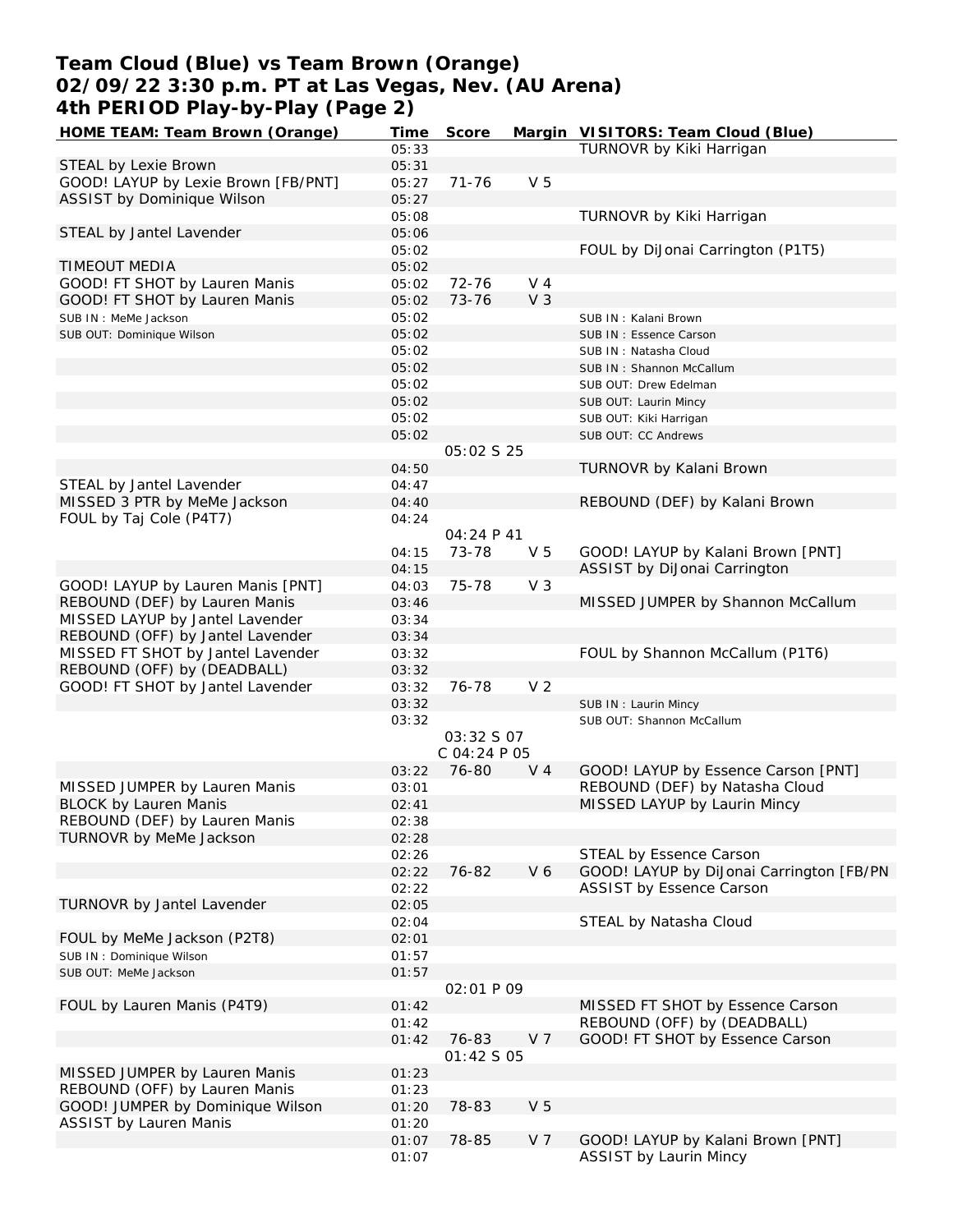# Team Cloud (Blue) vs Team Brown (Orange)
## 02/09/22 3:30 p.m. PT at Las Vegas, Nev. (AU Arena)
## 4th PERIOD Play-by-Play (Page 2)

| HOME TEAM: Team Brown (Orange) | Time | Score | Margin | VISITORS: Team Cloud (Blue) |
|---|---|---|---|---|
| | 05:33 | | | TURNOVR by Kiki Harrigan |
| STEAL by Lexie Brown | 05:31 | | | |
| GOOD! LAYUP by Lexie Brown [FB/PNT] | 05:27 | 71-76 | V 5 | |
| ASSIST by Dominique Wilson | 05:27 | | | |
| | 05:08 | | | TURNOVR by Kiki Harrigan |
| STEAL by Jantel Lavender | 05:06 | | | |
| | 05:02 | | | FOUL by DiJonai Carrington (P1T5) |
| TIMEOUT MEDIA | 05:02 | | | |
| GOOD! FT SHOT by Lauren Manis | 05:02 | 72-76 | V 4 | |
| GOOD! FT SHOT by Lauren Manis | 05:02 | 73-76 | V 3 | |
| SUB IN : MeMe Jackson | 05:02 | | | SUB IN : Kalani Brown |
| SUB OUT: Dominique Wilson | 05:02 | | | SUB IN : Essence Carson |
| | 05:02 | | | SUB IN : Natasha Cloud |
| | 05:02 | | | SUB IN : Shannon McCallum |
| | 05:02 | | | SUB OUT: Drew Edelman |
| | 05:02 | | | SUB OUT: Laurin Mincy |
| | 05:02 | | | SUB OUT: Kiki Harrigan |
| | 05:02 | | | SUB OUT: CC Andrews |
| | | 05:02 S 25 | | |
| | 04:50 | | | TURNOVR by Kalani Brown |
| STEAL by Jantel Lavender | 04:47 | | | |
| MISSED 3 PTR by MeMe Jackson | 04:40 | | | REBOUND (DEF) by Kalani Brown |
| FOUL by Taj Cole (P4T7) | 04:24 | | | |
| | | 04:24 P 41 | | |
| | 04:15 | 73-78 | V 5 | GOOD! LAYUP by Kalani Brown [PNT] |
| | 04:15 | | | ASSIST by DiJonai Carrington |
| GOOD! LAYUP by Lauren Manis [PNT] | 04:03 | 75-78 | V 3 | |
| REBOUND (DEF) by Lauren Manis | 03:46 | | | MISSED JUMPER by Shannon McCallum |
| MISSED LAYUP by Jantel Lavender | 03:34 | | | |
| REBOUND (OFF) by Jantel Lavender | 03:34 | | | |
| MISSED FT SHOT by Jantel Lavender | 03:32 | | | FOUL by Shannon McCallum (P1T6) |
| REBOUND (OFF) by (DEADBALL) | 03:32 | | | |
| GOOD! FT SHOT by Jantel Lavender | 03:32 | 76-78 | V 2 | |
| | 03:32 | | | SUB IN : Laurin Mincy |
| | 03:32 | | | SUB OUT: Shannon McCallum |
| | | 03:32 S 07 | | |
| | | C 04:24 P 05 | | |
| | 03:22 | 76-80 | V 4 | GOOD! LAYUP by Essence Carson [PNT] |
| MISSED JUMPER by Lauren Manis | 03:01 | | | REBOUND (DEF) by Natasha Cloud |
| BLOCK by Lauren Manis | 02:41 | | | MISSED LAYUP by Laurin Mincy |
| REBOUND (DEF) by Lauren Manis | 02:38 | | | |
| TURNOVR by MeMe Jackson | 02:28 | | | |
| | 02:26 | | | STEAL by Essence Carson |
| | 02:22 | 76-82 | V 6 | GOOD! LAYUP by DiJonai Carrington [FB/PN |
| | 02:22 | | | ASSIST by Essence Carson |
| TURNOVR by Jantel Lavender | 02:05 | | | |
| | 02:04 | | | STEAL by Natasha Cloud |
| FOUL by MeMe Jackson (P2T8) | 02:01 | | | |
| SUB IN : Dominique Wilson | 01:57 | | | |
| SUB OUT: MeMe Jackson | 01:57 | | | |
| | | 02:01 P 09 | | |
| FOUL by Lauren Manis (P4T9) | 01:42 | | | MISSED FT SHOT by Essence Carson |
| | 01:42 | | | REBOUND (OFF) by (DEADBALL) |
| | 01:42 | 76-83 | V 7 | GOOD! FT SHOT by Essence Carson |
| | | 01:42 S 05 | | |
| MISSED JUMPER by Lauren Manis | 01:23 | | | |
| REBOUND (OFF) by Lauren Manis | 01:23 | | | |
| GOOD! JUMPER by Dominique Wilson | 01:20 | 78-83 | V 5 | |
| ASSIST by Lauren Manis | 01:20 | | | |
| | 01:07 | 78-85 | V 7 | GOOD! LAYUP by Kalani Brown [PNT] |
| | 01:07 | | | ASSIST by Laurin Mincy |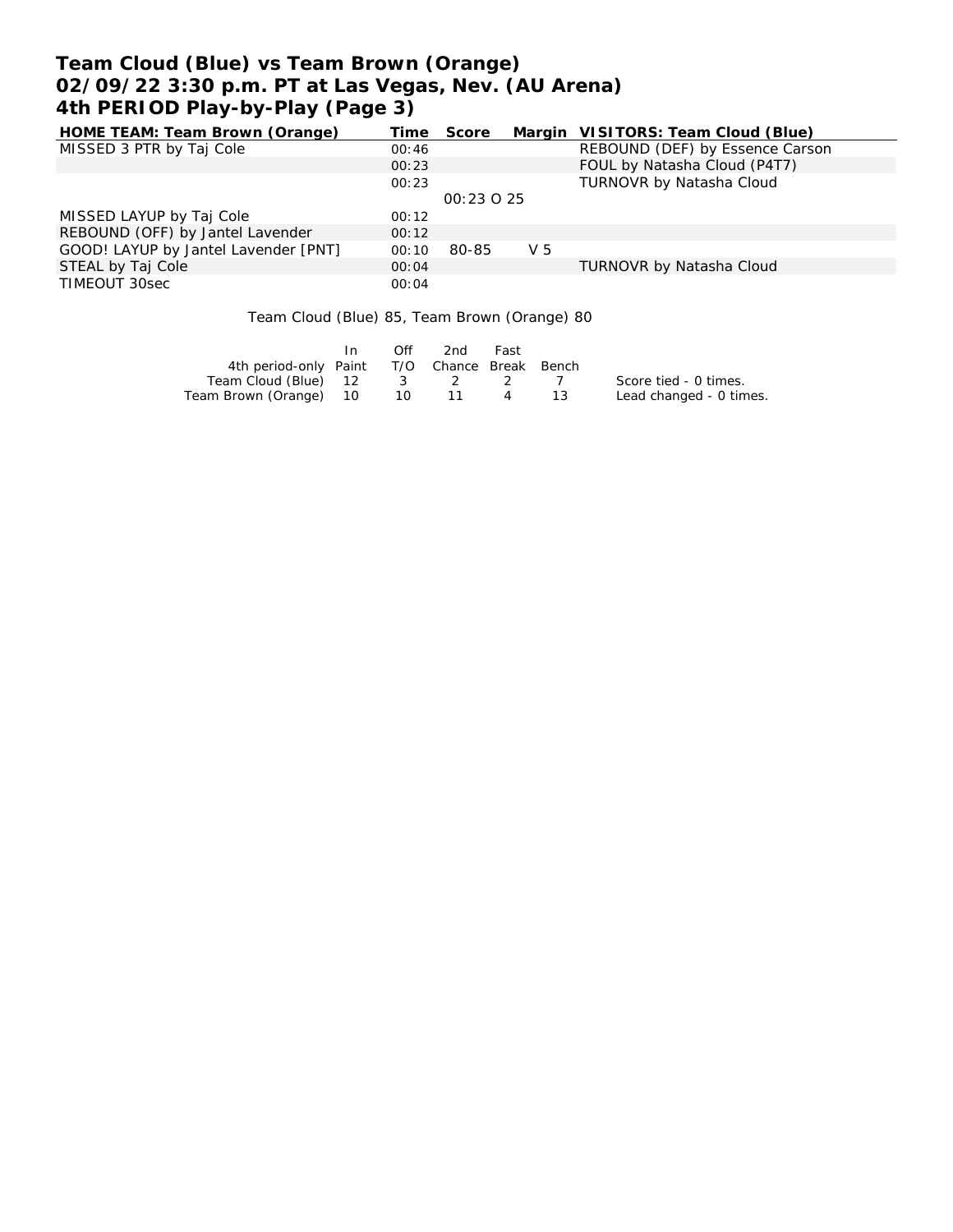# Team Cloud (Blue) vs Team Brown (Orange)
# 02/09/22 3:30 p.m. PT at Las Vegas, Nev. (AU Arena)
# 4th PERIOD Play-by-Play (Page 3)

| HOME TEAM: Team Brown (Orange) | Time | Score | Margin | VISITORS: Team Cloud (Blue) |
|---|---|---|---|---|
| MISSED 3 PTR by Taj Cole | 00:46 | | | REBOUND (DEF) by Essence Carson |
| | 00:23 | | | FOUL by Natasha Cloud (P4T7) |
| | 00:23 | | | TURNOVR by Natasha Cloud |
| | | 00:23 O 25 | | |
| MISSED LAYUP by Taj Cole | 00:12 | | | |
| REBOUND (OFF) by Jantel Lavender | 00:12 | | | |
| GOOD! LAYUP by Jantel Lavender [PNT] | 00:10 | 80-85 | V 5 | |
| STEAL by Taj Cole | 00:04 | | | TURNOVR by Natasha Cloud |
| TIMEOUT 30sec | 00:04 | | | |

Team Cloud (Blue) 85, Team Brown (Orange) 80

| 4th period-only | In Paint | Off T/O | 2nd Chance | Fast Break | Bench |
|---|---|---|---|---|---|
| Team Cloud (Blue) | 12 | 3 | 2 | 2 | 7 |
| Team Brown (Orange) | 10 | 10 | 11 | 4 | 13 |

Score tied - 0 times.
Lead changed - 0 times.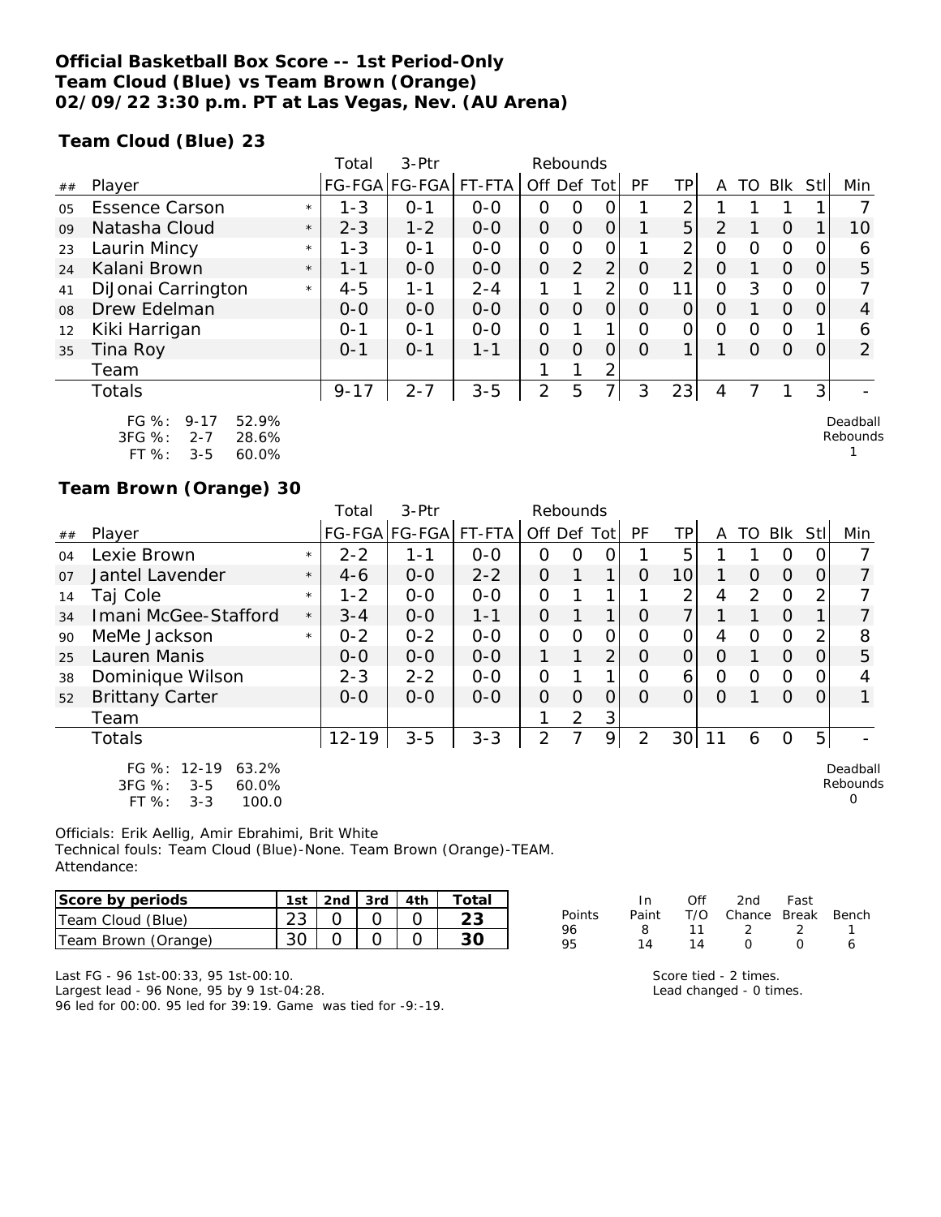**Official Basketball Box Score -- 1st Period-Only**
**Team Cloud (Blue) vs Team Brown (Orange)**
**02/09/22 3:30 p.m. PT at Las Vegas, Nev. (AU Arena)**

**Team Cloud (Blue) 23**

| ## | Player | | Total FG-FGA | 3-Ptr FG-FGA | FT-FTA | Rebounds Off | Def | Tot | PF | TP | A | TO | Blk | Stl | Min |
|---|---|---|---|---|---|---|---|---|---|---|---|---|---|---|---|
| 05 | Essence Carson | * | 1-3 | 0-1 | 0-0 | 0 | 0 | 0 | 1 | 2 | 1 | 1 | 1 | 1 | 7 |
| 09 | Natasha Cloud | * | 2-3 | 1-2 | 0-0 | 0 | 0 | 0 | 1 | 5 | 2 | 1 | 0 | 1 | 10 |
| 23 | Laurin Mincy | * | 1-3 | 0-1 | 0-0 | 0 | 0 | 0 | 1 | 2 | 0 | 0 | 0 | 0 | 6 |
| 24 | Kalani Brown | * | 1-1 | 0-0 | 0-0 | 0 | 2 | 2 | 0 | 2 | 0 | 1 | 0 | 0 | 5 |
| 41 | DiJonai Carrington | * | 4-5 | 1-1 | 2-4 | 1 | 1 | 2 | 0 | 11 | 0 | 3 | 0 | 0 | 7 |
| 08 | Drew Edelman | | 0-0 | 0-0 | 0-0 | 0 | 0 | 0 | 0 | 0 | 0 | 1 | 0 | 0 | 4 |
| 12 | Kiki Harrigan | | 0-1 | 0-1 | 0-0 | 0 | 1 | 1 | 0 | 0 | 0 | 0 | 0 | 1 | 6 |
| 35 | Tina Roy | | 0-1 | 0-1 | 1-1 | 0 | 0 | 0 | 0 | 1 | 1 | 0 | 0 | 0 | 2 |
| | Team | | | | | 1 | 1 | 2 | | | | | | | |
| | Totals | | 9-17 | 2-7 | 3-5 | 2 | 5 | 7 | 3 | 23 | 4 | 7 | 1 | 3 | - |

FG %: 9-17 52.9%
3FG %: 2-7 28.6%
FT %: 3-5 60.0%

Deadball Rebounds 1

**Team Brown (Orange) 30**

| ## | Player | | Total FG-FGA | 3-Ptr FG-FGA | FT-FTA | Rebounds Off | Def | Tot | PF | TP | A | TO | Blk | Stl | Min |
|---|---|---|---|---|---|---|---|---|---|---|---|---|---|---|---|
| 04 | Lexie Brown | * | 2-2 | 1-1 | 0-0 | 0 | 0 | 0 | 1 | 5 | 1 | 1 | 0 | 0 | 7 |
| 07 | Jantel Lavender | * | 4-6 | 0-0 | 2-2 | 0 | 1 | 1 | 0 | 10 | 1 | 0 | 0 | 0 | 7 |
| 14 | Taj Cole | * | 1-2 | 0-0 | 0-0 | 0 | 1 | 1 | 1 | 2 | 4 | 2 | 0 | 2 | 7 |
| 34 | Imani McGee-Stafford | * | 3-4 | 0-0 | 1-1 | 0 | 1 | 1 | 0 | 7 | 1 | 1 | 0 | 1 | 7 |
| 90 | MeMe Jackson | * | 0-2 | 0-2 | 0-0 | 0 | 0 | 0 | 0 | 0 | 4 | 0 | 0 | 2 | 8 |
| 25 | Lauren Manis | | 0-0 | 0-0 | 0-0 | 1 | 1 | 2 | 0 | 0 | 0 | 1 | 0 | 0 | 5 |
| 38 | Dominique Wilson | | 2-3 | 2-2 | 0-0 | 0 | 1 | 1 | 0 | 6 | 0 | 0 | 0 | 0 | 4 |
| 52 | Brittany Carter | | 0-0 | 0-0 | 0-0 | 0 | 0 | 0 | 0 | 0 | 0 | 1 | 0 | 0 | 1 |
| | Team | | | | | 1 | 2 | 3 | | | | | | | |
| | Totals | | 12-19 | 3-5 | 3-3 | 2 | 7 | 9 | 2 | 30 | 11 | 6 | 0 | 5 | - |

FG %: 12-19 63.2%
3FG %: 3-5 60.0%
FT %: 3-3 100.0

Deadball Rebounds 0

Officials: Erik Aellig, Amir Ebrahimi, Brit White
Technical fouls: Team Cloud (Blue)-None. Team Brown (Orange)-TEAM.
Attendance:

| Score by periods | 1st | 2nd | 3rd | 4th | Total |
|---|---|---|---|---|---|
| Team Cloud (Blue) | 23 | 0 | 0 | 0 | 23 |
| Team Brown (Orange) | 30 | 0 | 0 | 0 | 30 |

| Points | In Paint | Off T/O | 2nd Chance | Fast Break | Bench |
|---|---|---|---|---|---|
| 96 | 8 | 11 | 2 | 2 | 1 |
| 95 | 14 | 14 | 0 | 0 | 6 |

Last FG - 96 1st-00:33, 95 1st-00:10.
Largest lead - 96 None, 95 by 9 1st-04:28.
96 led for 00:00. 95 led for 39:19. Game was tied for -9:-19.

Score tied - 2 times.
Lead changed - 0 times.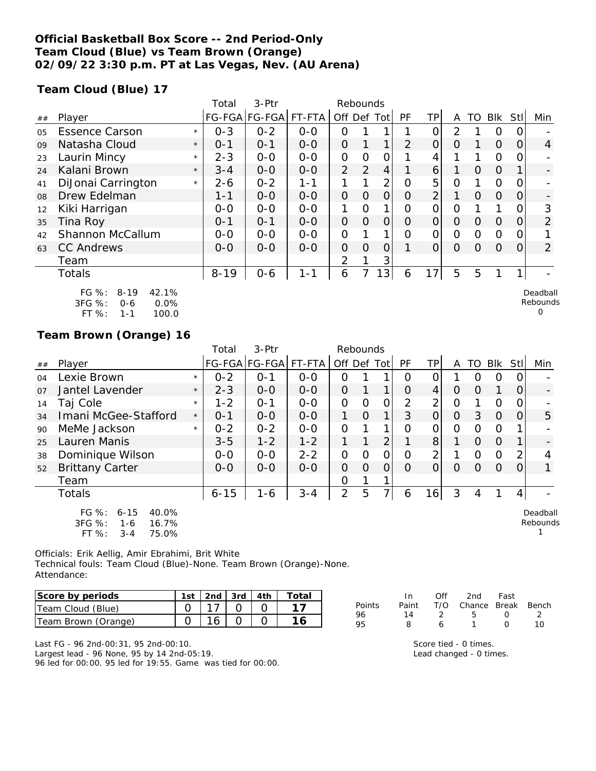**Official Basketball Box Score -- 2nd Period-Only**
**Team Cloud (Blue) vs Team Brown (Orange)**
**02/09/22 3:30 p.m. PT at Las Vegas, Nev. (AU Arena)**

**Team Cloud (Blue) 17**

| ## | Player | | Total FG-FGA | 3-Ptr FG-FGA | FT-FTA | Rebounds Off | Def | Tot | PF | TP | A | TO | Blk | Stl | Min |
|---|---|---|---|---|---|---|---|---|---|---|---|---|---|---|---|
| 05 | Essence Carson | * | 0-3 | 0-2 | 0-0 | 0 | 1 | 1 | 1 | 0 | 2 | 1 | 0 | 0 | - |
| 09 | Natasha Cloud | * | 0-1 | 0-1 | 0-0 | 0 | 1 | 1 | 2 | 0 | 0 | 1 | 0 | 0 | 4 |
| 23 | Laurin Mincy | * | 2-3 | 0-0 | 0-0 | 0 | 0 | 0 | 1 | 4 | 1 | 1 | 0 | 0 | - |
| 24 | Kalani Brown | * | 3-4 | 0-0 | 0-0 | 2 | 2 | 4 | 1 | 6 | 1 | 0 | 0 | 1 | - |
| 41 | DiJonai Carrington | * | 2-6 | 0-2 | 1-1 | 1 | 1 | 2 | 0 | 5 | 0 | 1 | 0 | 0 | - |
| 08 | Drew Edelman | | 1-1 | 0-0 | 0-0 | 0 | 0 | 0 | 0 | 2 | 1 | 0 | 0 | 0 | - |
| 12 | Kiki Harrigan | | 0-0 | 0-0 | 0-0 | 1 | 0 | 1 | 0 | 0 | 0 | 1 | 1 | 0 | 3 |
| 35 | Tina Roy | | 0-1 | 0-1 | 0-0 | 0 | 0 | 0 | 0 | 0 | 0 | 0 | 0 | 0 | 2 |
| 42 | Shannon McCallum | | 0-0 | 0-0 | 0-0 | 0 | 1 | 1 | 0 | 0 | 0 | 0 | 0 | 0 | 1 |
| 63 | CC Andrews | | 0-0 | 0-0 | 0-0 | 0 | 0 | 0 | 1 | 0 | 0 | 0 | 0 | 0 | 2 |
| | Team | | | | | 2 | 1 | 3 | | | | | | | |
| | Totals | | 8-19 | 0-6 | 1-1 | 6 | 7 | 13 | 6 | 17 | 5 | 5 | 1 | 1 | - |

FG %: 8-19 42.1%
3FG %: 0-6 0.0%
FT %: 1-1 100.0

Deadball Rebounds 0

**Team Brown (Orange) 16**

| ## | Player | | Total FG-FGA | 3-Ptr FG-FGA | FT-FTA | Rebounds Off | Def | Tot | PF | TP | A | TO | Blk | Stl | Min |
|---|---|---|---|---|---|---|---|---|---|---|---|---|---|---|---|
| 04 | Lexie Brown | * | 0-2 | 0-1 | 0-0 | 0 | 1 | 1 | 0 | 0 | 1 | 0 | 0 | 0 | - |
| 07 | Jantel Lavender | * | 2-3 | 0-0 | 0-0 | 0 | 1 | 1 | 0 | 4 | 0 | 0 | 1 | 0 | - |
| 14 | Taj Cole | * | 1-2 | 0-1 | 0-0 | 0 | 0 | 0 | 2 | 2 | 0 | 1 | 0 | 0 | - |
| 34 | Imani McGee-Stafford | * | 0-1 | 0-0 | 0-0 | 1 | 0 | 1 | 3 | 0 | 0 | 3 | 0 | 0 | 5 |
| 90 | MeMe Jackson | * | 0-2 | 0-2 | 0-0 | 0 | 1 | 1 | 0 | 0 | 0 | 0 | 0 | 1 | - |
| 25 | Lauren Manis | | 3-5 | 1-2 | 1-2 | 1 | 1 | 2 | 1 | 8 | 1 | 0 | 0 | 1 | - |
| 38 | Dominique Wilson | | 0-0 | 0-0 | 2-2 | 0 | 0 | 0 | 0 | 2 | 1 | 0 | 0 | 2 | 4 |
| 52 | Brittany Carter | | 0-0 | 0-0 | 0-0 | 0 | 0 | 0 | 0 | 0 | 0 | 0 | 0 | 0 | 1 |
| | Team | | | | | 0 | 1 | 1 | | | | | | | |
| | Totals | | 6-15 | 1-6 | 3-4 | 2 | 5 | 7 | 6 | 16 | 3 | 4 | 1 | 4 | - |

FG %: 6-15 40.0%
3FG %: 1-6 16.7%
FT %: 3-4 75.0%

Deadball Rebounds 1

Officials: Erik Aellig, Amir Ebrahimi, Brit White
Technical fouls: Team Cloud (Blue)-None. Team Brown (Orange)-None.
Attendance:

| Score by periods | 1st | 2nd | 3rd | 4th | Total |
|---|---|---|---|---|---|
| Team Cloud (Blue) | 0 | 17 | 0 | 0 | 17 |
| Team Brown (Orange) | 0 | 16 | 0 | 0 | 16 |

| Points | In Paint | Off T/O | 2nd Chance | Fast Break | Bench |
|---|---|---|---|---|---|
| 96 | 14 | 2 | 5 | 0 | 2 |
| 95 | 8 | 6 | 1 | 0 | 10 |

Last FG - 96 2nd-00:31, 95 2nd-00:10.
Largest lead - 96 None, 95 by 14 2nd-05:19.
96 led for 00:00. 95 led for 19:55. Game was tied for 00:00.

Score tied - 0 times.
Lead changed - 0 times.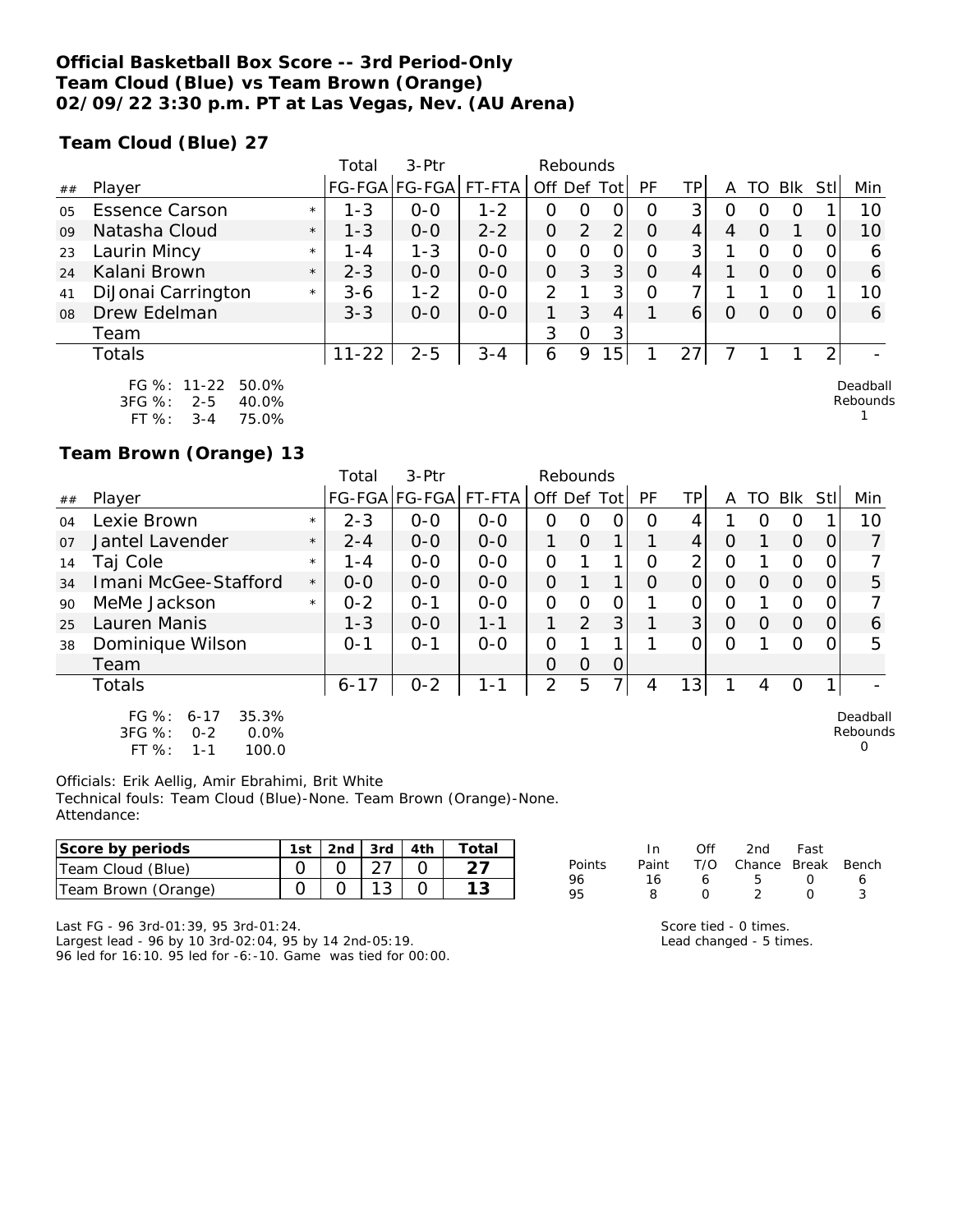**Official Basketball Box Score -- 3rd Period-Only**
**Team Cloud (Blue) vs Team Brown (Orange)**
**02/09/22 3:30 p.m. PT at Las Vegas, Nev. (AU Arena)**

**Team Cloud (Blue) 27**

| ## | Player | | Total FG-FGA | 3-Ptr FG-FGA | FT-FTA | Rebounds Off | Def | Tot | PF | TP | A | TO | Blk | Stl | Min |
|---|---|---|---|---|---|---|---|---|---|---|---|---|---|---|---|
| 05 | Essence Carson | * | 1-3 | 0-0 | 1-2 | 0 | 0 | 0 | 0 | 3 | 0 | 0 | 0 | 1 | 10 |
| 09 | Natasha Cloud | * | 1-3 | 0-0 | 2-2 | 0 | 2 | 2 | 0 | 4 | 4 | 0 | 1 | 0 | 10 |
| 23 | Laurin Mincy | * | 1-4 | 1-3 | 0-0 | 0 | 0 | 0 | 0 | 3 | 1 | 0 | 0 | 0 | 6 |
| 24 | Kalani Brown | * | 2-3 | 0-0 | 0-0 | 0 | 3 | 3 | 0 | 4 | 1 | 0 | 0 | 0 | 6 |
| 41 | DiJonai Carrington | * | 3-6 | 1-2 | 0-0 | 2 | 1 | 3 | 0 | 7 | 1 | 1 | 0 | 1 | 10 |
| 08 | Drew Edelman | | 3-3 | 0-0 | 0-0 | 1 | 3 | 4 | 1 | 6 | 0 | 0 | 0 | 0 | 6 |
| | Team | | | | | 3 | 0 | 3 | | | | | | | |
| | Totals | | 11-22 | 2-5 | 3-4 | 6 | 9 | 15 | 1 | 27 | 7 | 1 | 1 | 2 | - |

FG %: 11-22 50.0%
3FG %: 2-5 40.0%
FT %: 3-4 75.0%

Deadball Rebounds 1

**Team Brown (Orange) 13**

| ## | Player | | Total FG-FGA | 3-Ptr FG-FGA | FT-FTA | Rebounds Off | Def | Tot | PF | TP | A | TO | Blk | Stl | Min |
|---|---|---|---|---|---|---|---|---|---|---|---|---|---|---|---|
| 04 | Lexie Brown | * | 2-3 | 0-0 | 0-0 | 0 | 0 | 0 | 0 | 4 | 1 | 0 | 0 | 1 | 10 |
| 07 | Jantel Lavender | * | 2-4 | 0-0 | 0-0 | 1 | 0 | 1 | 1 | 4 | 0 | 1 | 0 | 0 | 7 |
| 14 | Taj Cole | * | 1-4 | 0-0 | 0-0 | 0 | 1 | 1 | 0 | 2 | 0 | 1 | 0 | 0 | 7 |
| 34 | Imani McGee-Stafford | * | 0-0 | 0-0 | 0-0 | 0 | 1 | 1 | 0 | 0 | 0 | 0 | 0 | 0 | 5 |
| 90 | MeMe Jackson | * | 0-2 | 0-1 | 0-0 | 0 | 0 | 0 | 1 | 0 | 0 | 1 | 0 | 0 | 7 |
| 25 | Lauren Manis | | 1-3 | 0-0 | 1-1 | 1 | 2 | 3 | 1 | 3 | 0 | 0 | 0 | 0 | 6 |
| 38 | Dominique Wilson | | 0-1 | 0-1 | 0-0 | 0 | 1 | 1 | 1 | 0 | 0 | 1 | 0 | 0 | 5 |
| | Team | | | | | 0 | 0 | 0 | | | | | | | |
| | Totals | | 6-17 | 0-2 | 1-1 | 2 | 5 | 7 | 4 | 13 | 1 | 4 | 0 | 1 | - |

FG %: 6-17 35.3%
3FG %: 0-2 0.0%
FT %: 1-1 100.0

Deadball Rebounds 0

Officials: Erik Aellig, Amir Ebrahimi, Brit White
Technical fouls: Team Cloud (Blue)-None. Team Brown (Orange)-None.
Attendance:

| Score by periods | 1st | 2nd | 3rd | 4th | Total |
|---|---|---|---|---|---|
| Team Cloud (Blue) | 0 | 0 | 27 | 0 | 27 |
| Team Brown (Orange) | 0 | 0 | 13 | 0 | 13 |

| Points | In Paint | Off T/O | 2nd Chance | Fast Break | Bench |
|---|---|---|---|---|---|
| 96 | 16 | 6 | 5 | 0 | 6 |
| 95 | 8 | 0 | 2 | 0 | 3 |

Last FG - 96 3rd-01:39, 95 3rd-01:24.
Largest lead - 96 by 10 3rd-02:04, 95 by 14 2nd-05:19.
96 led for 16:10. 95 led for -6:-10. Game was tied for 00:00.

Score tied - 0 times.
Lead changed - 5 times.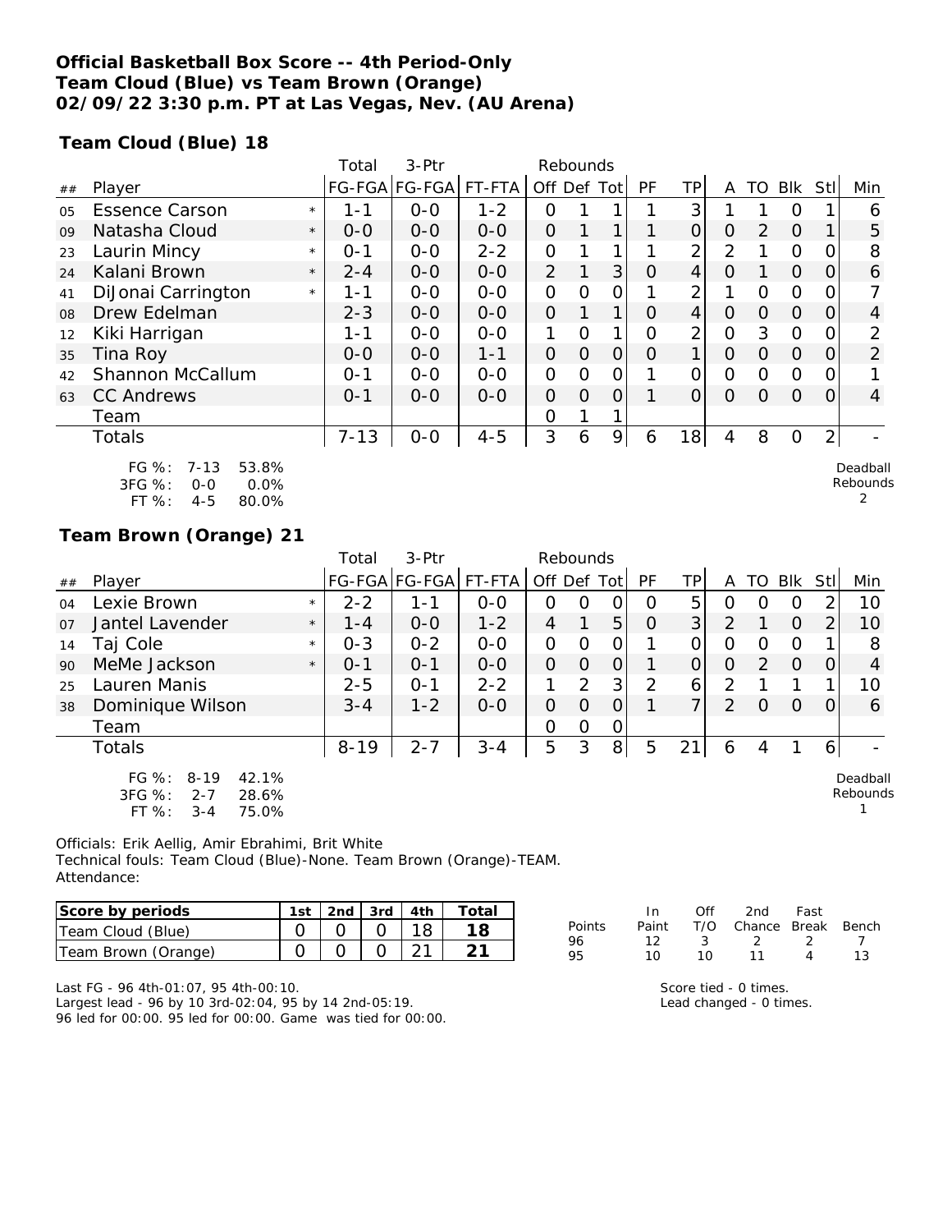**Official Basketball Box Score -- 4th Period-Only**
**Team Cloud (Blue) vs Team Brown (Orange)**
**02/09/22 3:30 p.m. PT at Las Vegas, Nev. (AU Arena)**

**Team Cloud (Blue) 18**

| ## | Player | | Total FG-FGA | 3-Ptr FG-FGA | FT-FTA | Rebounds Off | Def | Tot | PF | TP | A | TO | Blk | Stl | Min |
|---|---|---|---|---|---|---|---|---|---|---|---|---|---|---|---|
| 05 | Essence Carson | * | 1-1 | 0-0 | 1-2 | 0 | 1 | 1 | 1 | 3 | 1 | 1 | 0 | 1 | 6 |
| 09 | Natasha Cloud | * | 0-0 | 0-0 | 0-0 | 0 | 1 | 1 | 1 | 0 | 0 | 2 | 0 | 1 | 5 |
| 23 | Laurin Mincy | * | 0-1 | 0-0 | 2-2 | 0 | 1 | 1 | 1 | 2 | 2 | 1 | 0 | 0 | 8 |
| 24 | Kalani Brown | * | 2-4 | 0-0 | 0-0 | 2 | 1 | 3 | 0 | 4 | 0 | 1 | 0 | 0 | 6 |
| 41 | DiJonai Carrington | * | 1-1 | 0-0 | 0-0 | 0 | 0 | 0 | 1 | 2 | 1 | 0 | 0 | 0 | 7 |
| 08 | Drew Edelman | | 2-3 | 0-0 | 0-0 | 0 | 1 | 1 | 0 | 4 | 0 | 0 | 0 | 0 | 4 |
| 12 | Kiki Harrigan | | 1-1 | 0-0 | 0-0 | 1 | 0 | 1 | 0 | 2 | 0 | 3 | 0 | 0 | 2 |
| 35 | Tina Roy | | 0-0 | 0-0 | 1-1 | 0 | 0 | 0 | 0 | 1 | 0 | 0 | 0 | 0 | 2 |
| 42 | Shannon McCallum | | 0-1 | 0-0 | 0-0 | 0 | 0 | 0 | 1 | 0 | 0 | 0 | 0 | 0 | 1 |
| 63 | CC Andrews | | 0-1 | 0-0 | 0-0 | 0 | 0 | 0 | 1 | 0 | 0 | 0 | 0 | 0 | 4 |
| | Team | | | | | 0 | 1 | 1 | | | | | | | |
| | Totals | | 7-13 | 0-0 | 4-5 | 3 | 6 | 9 | 6 | 18 | 4 | 8 | 0 | 2 | - |

FG %: 7-13 53.8%
3FG %: 0-0 0.0%
FT %: 4-5 80.0%

Deadball Rebounds 2

**Team Brown (Orange) 21**

| ## | Player | | Total FG-FGA | 3-Ptr FG-FGA | FT-FTA | Rebounds Off | Def | Tot | PF | TP | A | TO | Blk | Stl | Min |
|---|---|---|---|---|---|---|---|---|---|---|---|---|---|---|---|
| 04 | Lexie Brown | * | 2-2 | 1-1 | 0-0 | 0 | 0 | 0 | 0 | 5 | 0 | 0 | 0 | 2 | 10 |
| 07 | Jantel Lavender | * | 1-4 | 0-0 | 1-2 | 4 | 1 | 5 | 0 | 3 | 2 | 1 | 0 | 2 | 10 |
| 14 | Taj Cole | * | 0-3 | 0-2 | 0-0 | 0 | 0 | 0 | 1 | 0 | 0 | 0 | 0 | 1 | 8 |
| 90 | MeMe Jackson | * | 0-1 | 0-1 | 0-0 | 0 | 0 | 0 | 1 | 0 | 0 | 2 | 0 | 0 | 4 |
| 25 | Lauren Manis | | 2-5 | 0-1 | 2-2 | 1 | 2 | 3 | 2 | 6 | 2 | 1 | 1 | 1 | 10 |
| 38 | Dominique Wilson | | 3-4 | 1-2 | 0-0 | 0 | 0 | 0 | 1 | 7 | 2 | 0 | 0 | 0 | 6 |
| | Team | | | | | 0 | 0 | 0 | | | | | | | |
| | Totals | | 8-19 | 2-7 | 3-4 | 5 | 3 | 8 | 5 | 21 | 6 | 4 | 1 | 6 | - |

FG %: 8-19 42.1%
3FG %: 2-7 28.6%
FT %: 3-4 75.0%

Deadball Rebounds 1

Officials: Erik Aellig, Amir Ebrahimi, Brit White
Technical fouls: Team Cloud (Blue)-None. Team Brown (Orange)-TEAM.
Attendance:

| Score by periods | 1st | 2nd | 3rd | 4th | Total |
|---|---|---|---|---|---|
| Team Cloud (Blue) | 0 | 0 | 0 | 18 | **18** |
| Team Brown (Orange) | 0 | 0 | 0 | 21 | **21** |

| Points | In Paint | Off T/O | 2nd Chance | Fast Break | Bench |
|---|---|---|---|---|---|
| 96 | 12 | 3 | 2 | 2 | 7 |
| 95 | 10 | 10 | 11 | 4 | 13 |

Last FG - 96 4th-01:07, 95 4th-00:10.
Largest lead - 96 by 10 3rd-02:04, 95 by 14 2nd-05:19.
96 led for 00:00. 95 led for 00:00. Game was tied for 00:00.

Score tied - 0 times.
Lead changed - 0 times.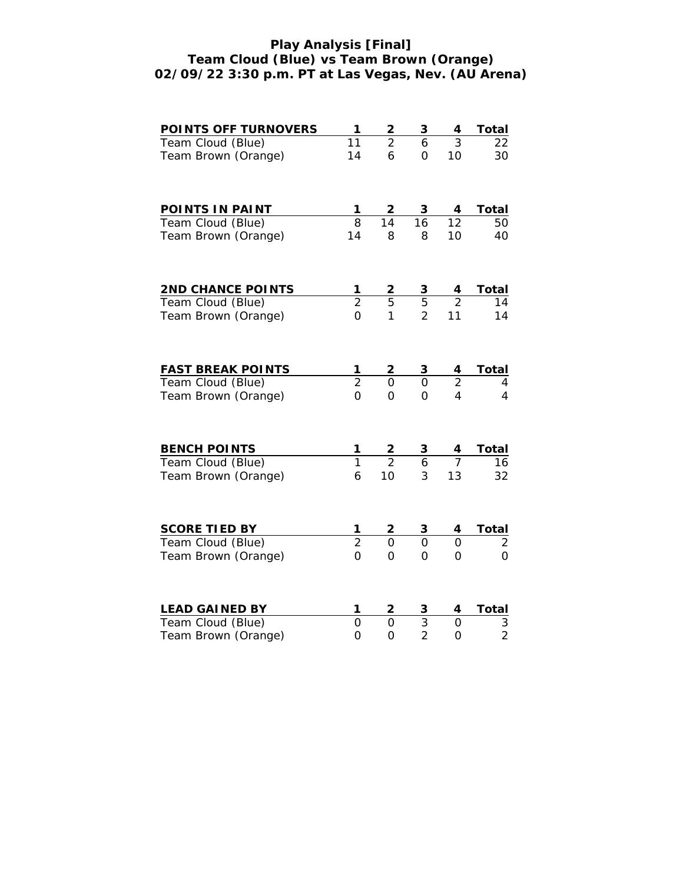**Play Analysis [Final]**
**Team Cloud (Blue) vs Team Brown (Orange)**
**02/09/22 3:30 p.m. PT at Las Vegas, Nev. (AU Arena)**

| POINTS OFF TURNOVERS | 1 | 2 | 3 | 4 | Total |
|---|---|---|---|---|---|
| Team Cloud (Blue) | 11 | 2 | 6 | 3 | 22 |
| Team Brown (Orange) | 14 | 6 | 0 | 10 | 30 |

| POINTS IN PAINT | 1 | 2 | 3 | 4 | Total |
|---|---|---|---|---|---|
| Team Cloud (Blue) | 8 | 14 | 16 | 12 | 50 |
| Team Brown (Orange) | 14 | 8 | 8 | 10 | 40 |

| 2ND CHANCE POINTS | 1 | 2 | 3 | 4 | Total |
|---|---|---|---|---|---|
| Team Cloud (Blue) | 2 | 5 | 5 | 2 | 14 |
| Team Brown (Orange) | 0 | 1 | 2 | 11 | 14 |

| FAST BREAK POINTS | 1 | 2 | 3 | 4 | Total |
|---|---|---|---|---|---|
| Team Cloud (Blue) | 2 | 0 | 0 | 2 | 4 |
| Team Brown (Orange) | 0 | 0 | 0 | 4 | 4 |

| BENCH POINTS | 1 | 2 | 3 | 4 | Total |
|---|---|---|---|---|---|
| Team Cloud (Blue) | 1 | 2 | 6 | 7 | 16 |
| Team Brown (Orange) | 6 | 10 | 3 | 13 | 32 |

| SCORE TIED BY | 1 | 2 | 3 | 4 | Total |
|---|---|---|---|---|---|
| Team Cloud (Blue) | 2 | 0 | 0 | 0 | 2 |
| Team Brown (Orange) | 0 | 0 | 0 | 0 | 0 |

| LEAD GAINED BY | 1 | 2 | 3 | 4 | Total |
|---|---|---|---|---|---|
| Team Cloud (Blue) | 0 | 0 | 3 | 0 | 3 |
| Team Brown (Orange) | 0 | 0 | 2 | 0 | 2 |